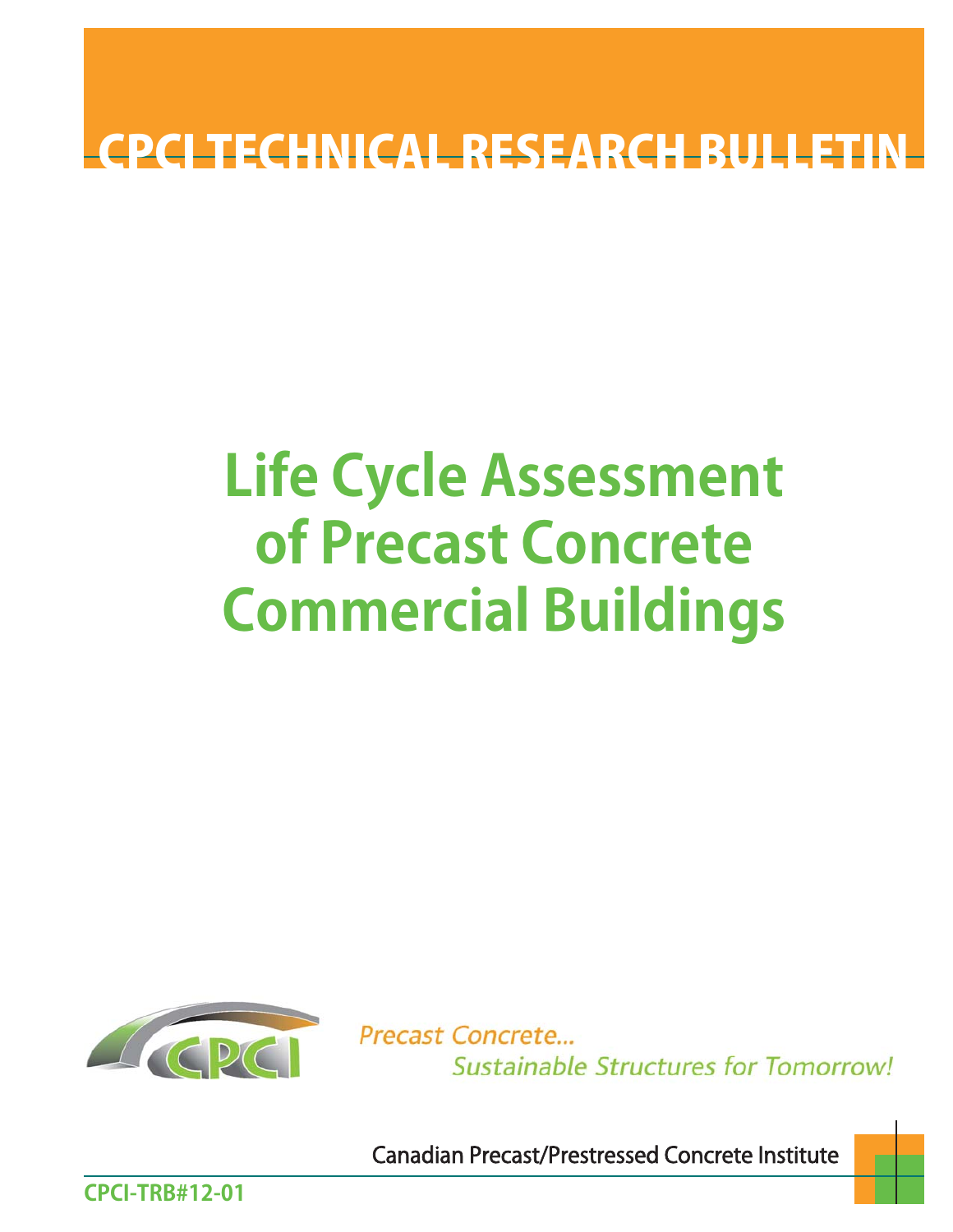# CPCI TECHNICAL RESEARCH BULLETIN

# Life Cycle Assessment of Precast Concrete Commercial Buildings

*Precast Concrete...*
*Sustainable Structures for Tomorrow!*

Canadian Precast/Prestressed Concrete Institute

**CPCI-TRB#12-01**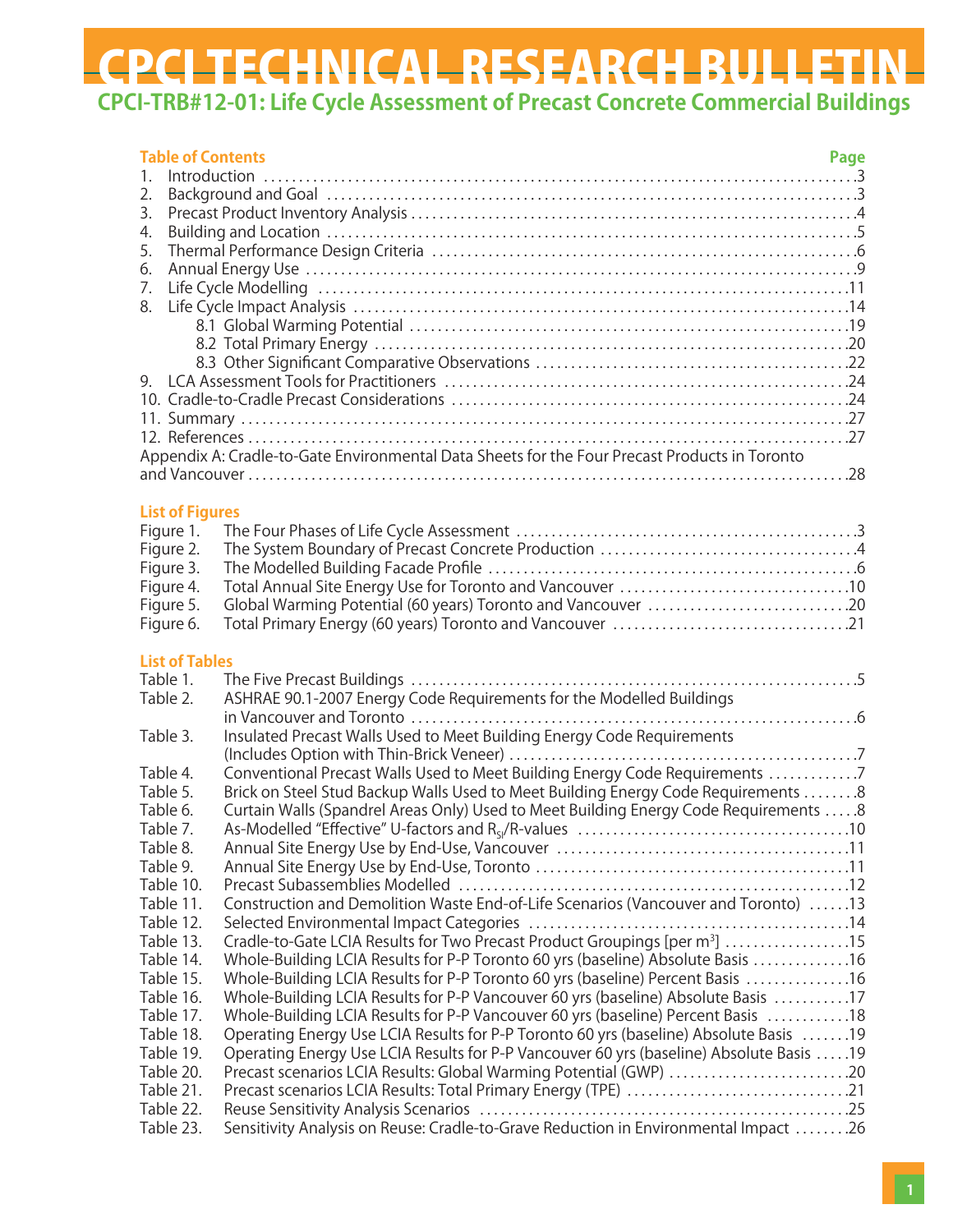# CPCI TECHNICAL RESEARCH BULLETIN

## CPCI-TRB#12-01: Life Cycle Assessment of Precast Concrete Commercial Buildings

### Table of Contents

| | Page |
|---|---|
| 1. Introduction | 3 |
| 2. Background and Goal | 3 |
| 3. Precast Product Inventory Analysis | 4 |
| 4. Building and Location | 5 |
| 5. Thermal Performance Design Criteria | 6 |
| 6. Annual Energy Use | 9 |
| 7. Life Cycle Modelling | 11 |
| 8. Life Cycle Impact Analysis | 14 |
| 8.1 Global Warming Potential | 19 |
| 8.2 Total Primary Energy | 20 |
| 8.3 Other Significant Comparative Observations | 22 |
| 9. LCA Assessment Tools for Practitioners | 24 |
| 10. Cradle-to-Cradle Precast Considerations | 24 |
| 11. Summary | 27 |
| 12. References | 27 |
| Appendix A: Cradle-to-Gate Environmental Data Sheets for the Four Precast Products in Toronto and Vancouver | 28 |

### List of Figures

| | | Page |
|---|---|---|
| Figure 1. | The Four Phases of Life Cycle Assessment | 3 |
| Figure 2. | The System Boundary of Precast Concrete Production | 4 |
| Figure 3. | The Modelled Building Facade Profile | 6 |
| Figure 4. | Total Annual Site Energy Use for Toronto and Vancouver | 10 |
| Figure 5. | Global Warming Potential (60 years) Toronto and Vancouver | 20 |
| Figure 6. | Total Primary Energy (60 years) Toronto and Vancouver | 21 |

### List of Tables

| | | Page |
|---|---|---|
| Table 1. | The Five Precast Buildings | 5 |
| Table 2. | ASHRAE 90.1-2007 Energy Code Requirements for the Modelled Buildings in Vancouver and Toronto | 6 |
| Table 3. | Insulated Precast Walls Used to Meet Building Energy Code Requirements (Includes Option with Thin-Brick Veneer) | 7 |
| Table 4. | Conventional Precast Walls Used to Meet Building Energy Code Requirements | 7 |
| Table 5. | Brick on Steel Stud Backup Walls Used to Meet Building Energy Code Requirements | 8 |
| Table 6. | Curtain Walls (Spandrel Areas Only) Used to Meet Building Energy Code Requirements | 8 |
| Table 7. | As-Modelled "Effective" U-factors and $R_{SI}$/R-values | 10 |
| Table 8. | Annual Site Energy Use by End-Use, Vancouver | 11 |
| Table 9. | Annual Site Energy Use by End-Use, Toronto | 11 |
| Table 10. | Precast Subassemblies Modelled | 12 |
| Table 11. | Construction and Demolition Waste End-of-Life Scenarios (Vancouver and Toronto) | 13 |
| Table 12. | Selected Environmental Impact Categories | 14 |
| Table 13. | Cradle-to-Gate LCIA Results for Two Precast Product Groupings [per $m^3$] | 15 |
| Table 14. | Whole-Building LCIA Results for P-P Toronto 60 yrs (baseline) Absolute Basis | 16 |
| Table 15. | Whole-Building LCIA Results for P-P Toronto 60 yrs (baseline) Percent Basis | 16 |
| Table 16. | Whole-Building LCIA Results for P-P Vancouver 60 yrs (baseline) Absolute Basis | 17 |
| Table 17. | Whole-Building LCIA Results for P-P Vancouver 60 yrs (baseline) Percent Basis | 18 |
| Table 18. | Operating Energy Use LCIA Results for P-P Toronto 60 yrs (baseline) Absolute Basis | 19 |
| Table 19. | Operating Energy Use LCIA Results for P-P Vancouver 60 yrs (baseline) Absolute Basis | 19 |
| Table 20. | Precast scenarios LCIA Results: Global Warming Potential (GWP) | 20 |
| Table 21. | Precast scenarios LCIA Results: Total Primary Energy (TPE) | 21 |
| Table 22. | Reuse Sensitivity Analysis Scenarios | 25 |
| Table 23. | Sensitivity Analysis on Reuse: Cradle-to-Grave Reduction in Environmental Impact | 26 |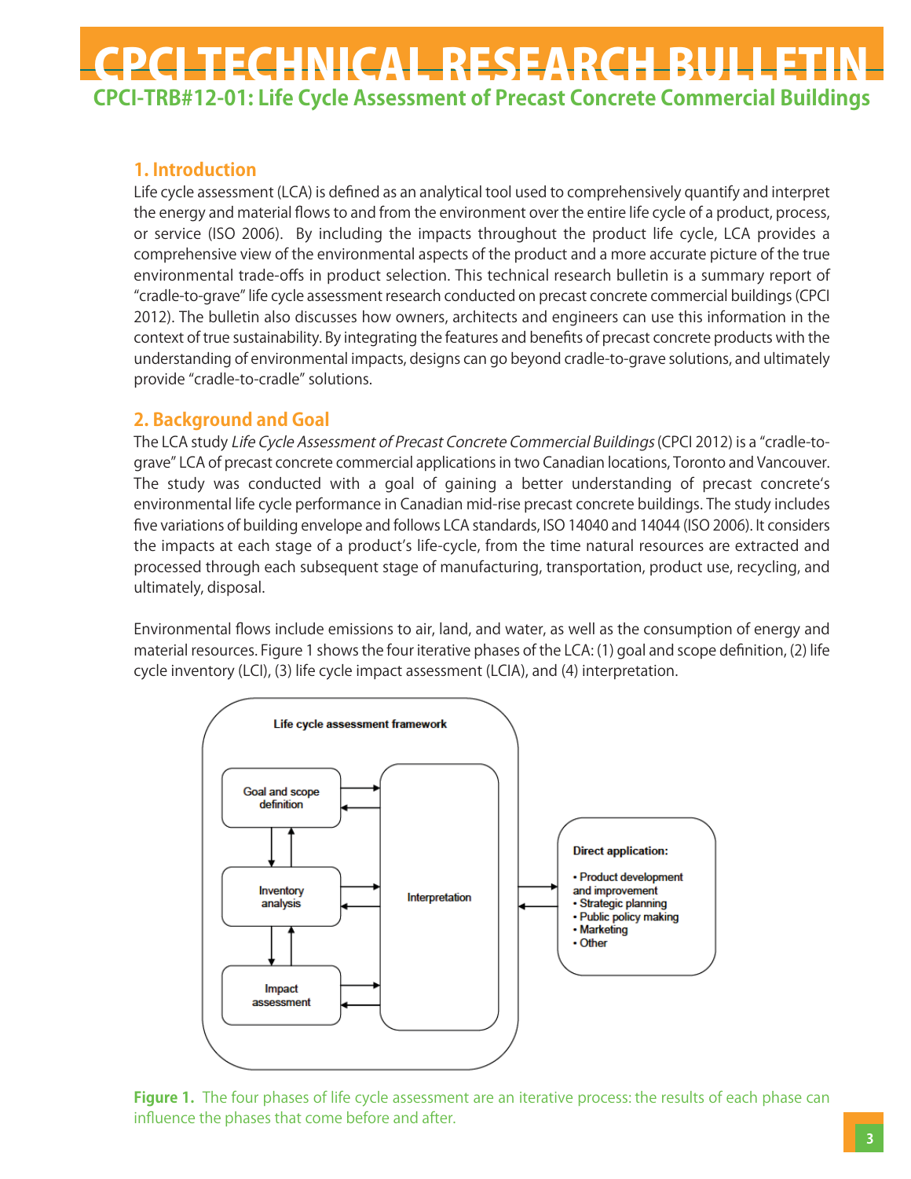# CPCI TECHNICAL RESEARCH BULLETIN

## CPCI-TRB#12-01: Life Cycle Assessment of Precast Concrete Commercial Buildings

### 1. Introduction

Life cycle assessment (LCA) is defined as an analytical tool used to comprehensively quantify and interpret the energy and material flows to and from the environment over the entire life cycle of a product, process, or service (ISO 2006). By including the impacts throughout the product life cycle, LCA provides a comprehensive view of the environmental aspects of the product and a more accurate picture of the true environmental trade-offs in product selection. This technical research bulletin is a summary report of "cradle-to-grave" life cycle assessment research conducted on precast concrete commercial buildings (CPCI 2012). The bulletin also discusses how owners, architects and engineers can use this information in the context of true sustainability. By integrating the features and benefits of precast concrete products with the understanding of environmental impacts, designs can go beyond cradle-to-grave solutions, and ultimately provide "cradle-to-cradle" solutions.

### 2. Background and Goal

The LCA study *Life Cycle Assessment of Precast Concrete Commercial Buildings* (CPCI 2012) is a "cradle-to-grave" LCA of precast concrete commercial applications in two Canadian locations, Toronto and Vancouver. The study was conducted with a goal of gaining a better understanding of precast concrete's environmental life cycle performance in Canadian mid-rise precast concrete buildings. The study includes five variations of building envelope and follows LCA standards, ISO 14040 and 14044 (ISO 2006). It considers the impacts at each stage of a product's life-cycle, from the time natural resources are extracted and processed through each subsequent stage of manufacturing, transportation, product use, recycling, and ultimately, disposal.

Environmental flows include emissions to air, land, and water, as well as the consumption of energy and material resources. Figure 1 shows the four iterative phases of the LCA: (1) goal and scope definition, (2) life cycle inventory (LCI), (3) life cycle impact assessment (LCIA), and (4) interpretation.

Life cycle assessment framework

Goal and scope definition

Inventory analysis

Impact assessment

Interpretation

Direct application:

- Product development and improvement
- Strategic planning
- Public policy making
- Marketing
- Other

**Figure 1.** The four phases of life cycle assessment are an iterative process: the results of each phase can influence the phases that come before and after.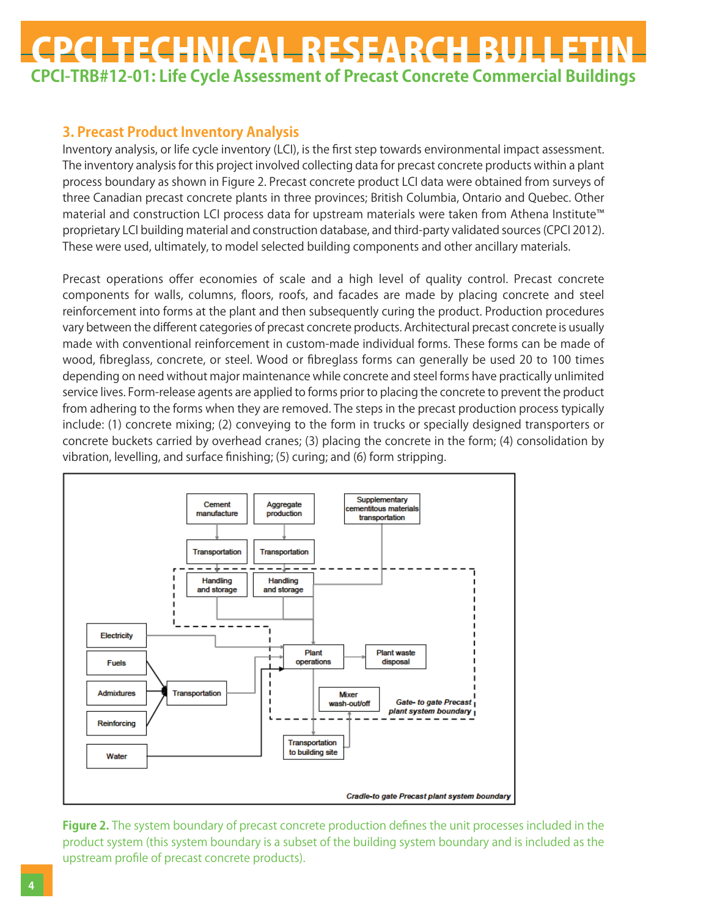## 3. Precast Product Inventory Analysis

Inventory analysis, or life cycle inventory (LCI), is the first step towards environmental impact assessment. The inventory analysis for this project involved collecting data for precast concrete products within a plant process boundary as shown in Figure 2. Precast concrete product LCI data were obtained from surveys of three Canadian precast concrete plants in three provinces; British Columbia, Ontario and Quebec. Other material and construction LCI process data for upstream materials were taken from Athena Institute™ proprietary LCI building material and construction database, and third-party validated sources (CPCI 2012). These were used, ultimately, to model selected building components and other ancillary materials.

Precast operations offer economies of scale and a high level of quality control. Precast concrete components for walls, columns, floors, roofs, and facades are made by placing concrete and steel reinforcement into forms at the plant and then subsequently curing the product. Production procedures vary between the different categories of precast concrete products. Architectural precast concrete is usually made with conventional reinforcement in custom-made individual forms. These forms can be made of wood, fibreglass, concrete, or steel. Wood or fibreglass forms can generally be used 20 to 100 times depending on need without major maintenance while concrete and steel forms have practically unlimited service lives. Form-release agents are applied to forms prior to placing the concrete to prevent the product from adhering to the forms when they are removed. The steps in the precast production process typically include: (1) concrete mixing; (2) conveying to the form in trucks or specially designed transporters or concrete buckets carried by overhead cranes; (3) placing the concrete in the form; (4) consolidation by vibration, levelling, and surface finishing; (5) curing; and (6) form stripping.

**Figure 2.** The system boundary of precast concrete production defines the unit processes included in the product system (this system boundary is a subset of the building system boundary and is included as the upstream profile of precast concrete products).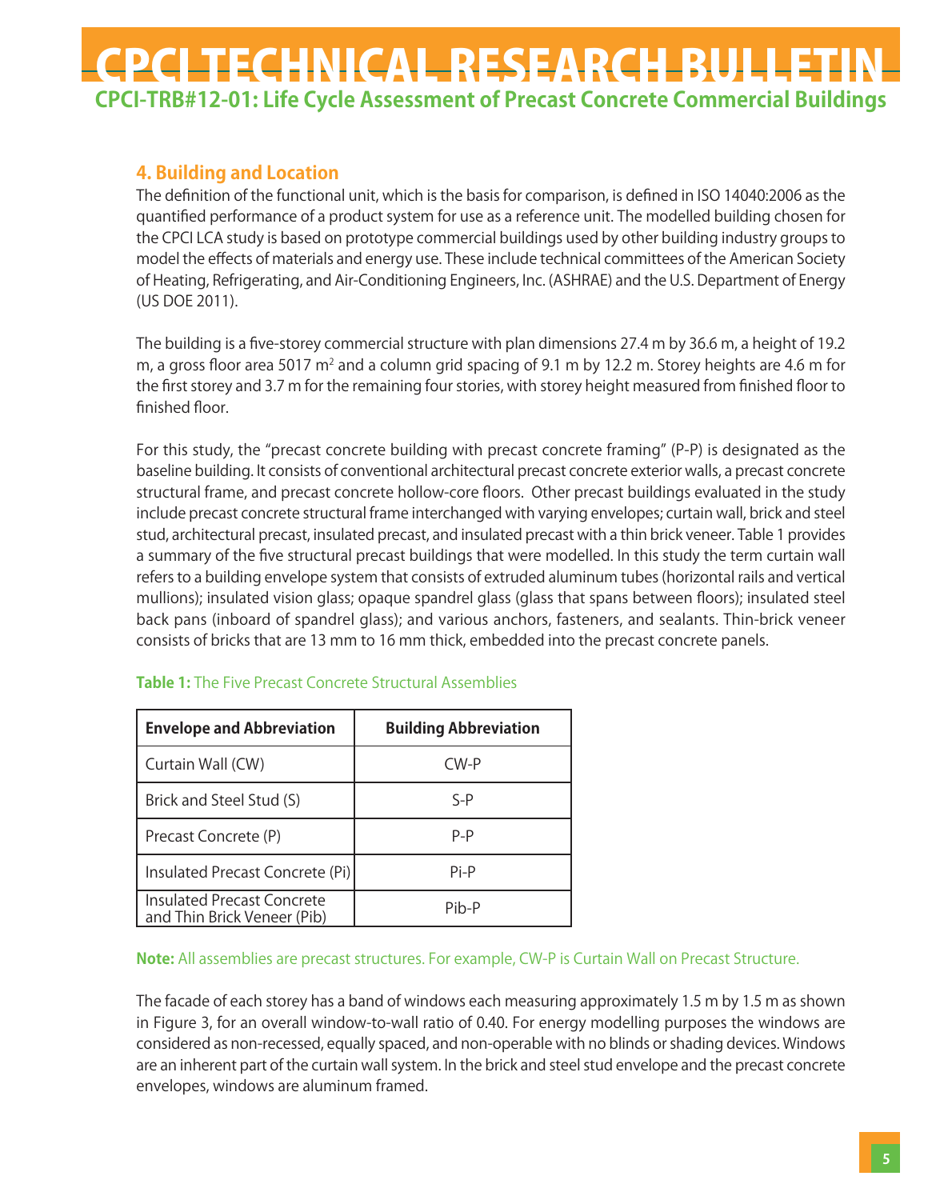## 4. Building and Location

The definition of the functional unit, which is the basis for comparison, is defined in ISO 14040:2006 as the quantified performance of a product system for use as a reference unit. The modelled building chosen for the CPCI LCA study is based on prototype commercial buildings used by other building industry groups to model the effects of materials and energy use. These include technical committees of the American Society of Heating, Refrigerating, and Air-Conditioning Engineers, Inc. (ASHRAE) and the U.S. Department of Energy (US DOE 2011).

The building is a five-storey commercial structure with plan dimensions 27.4 m by 36.6 m, a height of 19.2 m, a gross floor area 5017 $m^2$ and a column grid spacing of 9.1 m by 12.2 m. Storey heights are 4.6 m for the first storey and 3.7 m for the remaining four stories, with storey height measured from finished floor to finished floor.

For this study, the "precast concrete building with precast concrete framing" (P-P) is designated as the baseline building. It consists of conventional architectural precast concrete exterior walls, a precast concrete structural frame, and precast concrete hollow-core floors. Other precast buildings evaluated in the study include precast concrete structural frame interchanged with varying envelopes; curtain wall, brick and steel stud, architectural precast, insulated precast, and insulated precast with a thin brick veneer. Table 1 provides a summary of the five structural precast buildings that were modelled. In this study the term curtain wall refers to a building envelope system that consists of extruded aluminum tubes (horizontal rails and vertical mullions); insulated vision glass; opaque spandrel glass (glass that spans between floors); insulated steel back pans (inboard of spandrel glass); and various anchors, fasteners, and sealants. Thin-brick veneer consists of bricks that are 13 mm to 16 mm thick, embedded into the precast concrete panels.

**Table 1:** The Five Precast Concrete Structural Assemblies

| Envelope and Abbreviation | Building Abbreviation |
|---|---|
| Curtain Wall (CW) | CW-P |
| Brick and Steel Stud (S) | S-P |
| Precast Concrete (P) | P-P |
| Insulated Precast Concrete (Pi) | Pi-P |
| Insulated Precast Concrete and Thin Brick Veneer (Pib) | Pib-P |

**Note:** All assemblies are precast structures. For example, CW-P is Curtain Wall on Precast Structure.

The facade of each storey has a band of windows each measuring approximately 1.5 m by 1.5 m as shown in Figure 3, for an overall window-to-wall ratio of 0.40. For energy modelling purposes the windows are considered as non-recessed, equally spaced, and non-operable with no blinds or shading devices. Windows are an inherent part of the curtain wall system. In the brick and steel stud envelope and the precast concrete envelopes, windows are aluminum framed.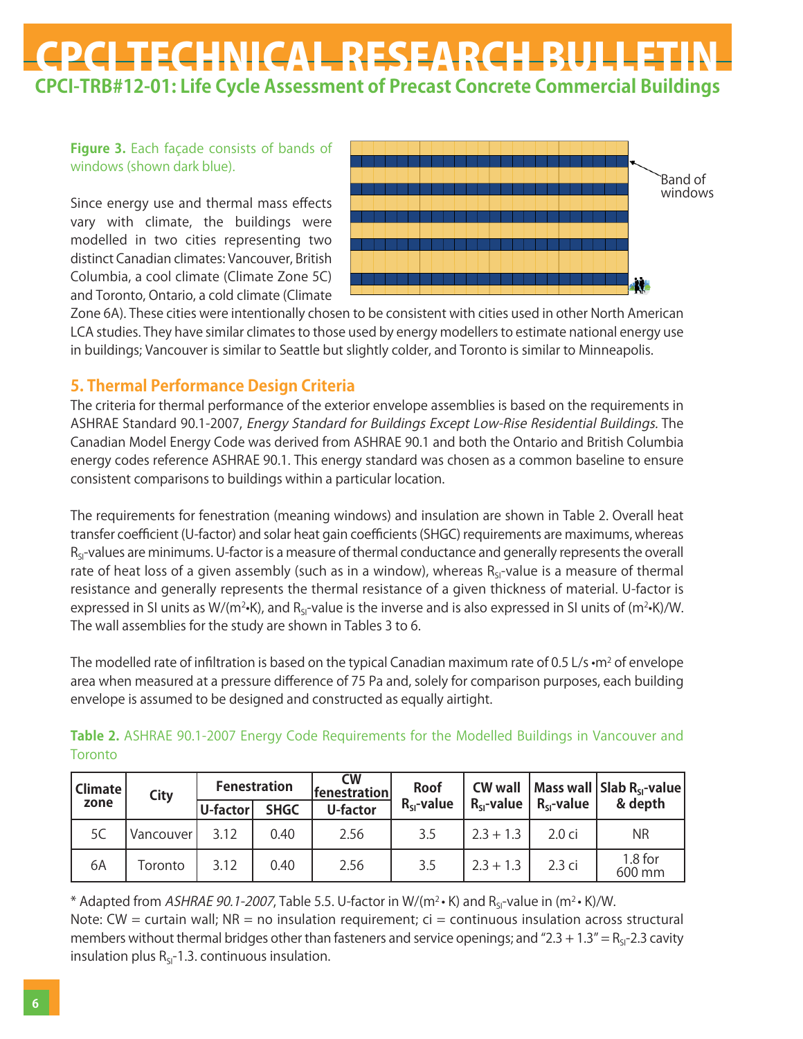**Figure 3.** Each façade consists of bands of windows (shown dark blue).

Since energy use and thermal mass effects vary with climate, the buildings were modelled in two cities representing two distinct Canadian climates: Vancouver, British Columbia, a cool climate (Climate Zone 5C) and Toronto, Ontario, a cold climate (Climate Zone 6A). These cities were intentionally chosen to be consistent with cities used in other North American LCA studies. They have similar climates to those used by energy modellers to estimate national energy use in buildings; Vancouver is similar to Seattle but slightly colder, and Toronto is similar to Minneapolis.

## 5. Thermal Performance Design Criteria

The criteria for thermal performance of the exterior envelope assemblies is based on the requirements in ASHRAE Standard 90.1-2007, *Energy Standard for Buildings Except Low-Rise Residential Buildings.* The Canadian Model Energy Code was derived from ASHRAE 90.1 and both the Ontario and British Columbia energy codes reference ASHRAE 90.1. This energy standard was chosen as a common baseline to ensure consistent comparisons to buildings within a particular location.

The requirements for fenestration (meaning windows) and insulation are shown in Table 2. Overall heat transfer coefficient (U-factor) and solar heat gain coefficients (SHGC) requirements are maximums, whereas $R_{SI}$-values are minimums. U-factor is a measure of thermal conductance and generally represents the overall rate of heat loss of a given assembly (such as in a window), whereas $R_{SI}$-value is a measure of thermal resistance and generally represents the thermal resistance of a given thickness of material. U-factor is expressed in SI units as W/(m$^2$•K), and $R_{SI}$-value is the inverse and is also expressed in SI units of (m$^2$•K)/W. The wall assemblies for the study are shown in Tables 3 to 6.

The modelled rate of infiltration is based on the typical Canadian maximum rate of 0.5 L/s •m$^2$ of envelope area when measured at a pressure difference of 75 Pa and, solely for comparison purposes, each building envelope is assumed to be designed and constructed as equally airtight.

**Table 2.** ASHRAE 90.1-2007 Energy Code Requirements for the Modelled Buildings in Vancouver and Toronto

| Climate zone | City | Fenestration | | CW fenestration | Roof | CW wall | Mass wall | Slab $R_{SI}$-value & depth |
|---|---|---|---|---|---|---|---|---|
| | | U-factor | SHGC | U-factor | $R_{SI}$-value | $R_{SI}$-value | $R_{SI}$-value | |
| 5C | Vancouver | 3.12 | 0.40 | 2.56 | 3.5 | 2.3 + 1.3 | 2.0 ci | NR |
| 6A | Toronto | 3.12 | 0.40 | 2.56 | 3.5 | 2.3 + 1.3 | 2.3 ci | 1.8 for 600 mm |

\* Adapted from *ASHRAE 90.1-2007*, Table 5.5. U-factor in W/(m$^2$ • K) and $R_{SI}$-value in (m$^2$ • K)/W.
Note: CW = curtain wall; NR = no insulation requirement; ci = continuous insulation across structural members without thermal bridges other than fasteners and service openings; and "2.3 + 1.3" = $R_{SI}$-2.3 cavity insulation plus $R_{SI}$-1.3. continuous insulation.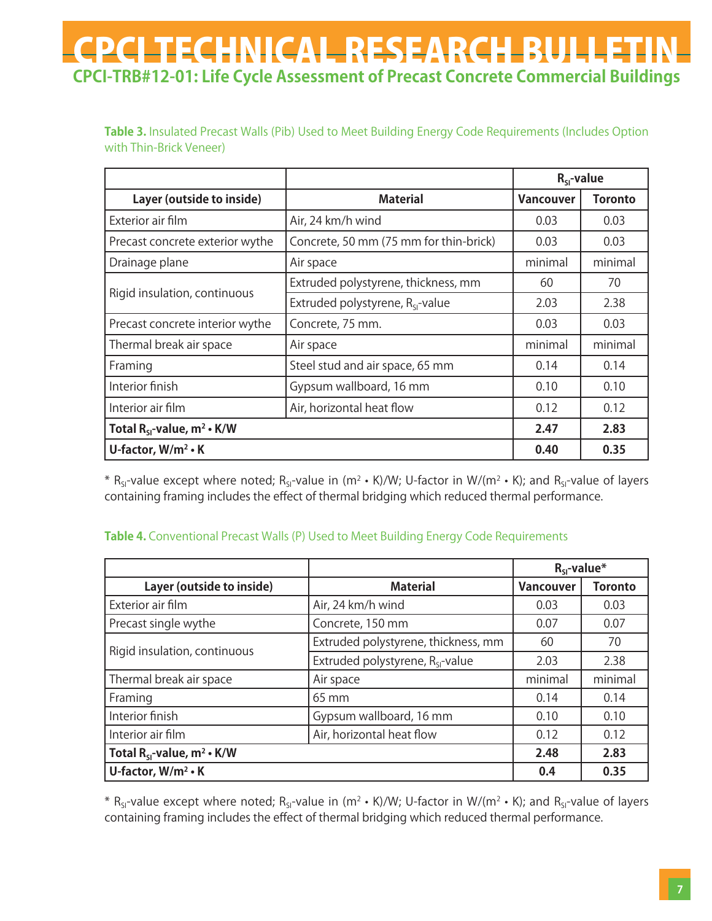**Table 3.** Insulated Precast Walls (Pib) Used to Meet Building Energy Code Requirements (Includes Option with Thin-Brick Veneer)

| | | $R_{SI}$-value | |
|---|---|---|---|
| **Layer (outside to inside)** | **Material** | **Vancouver** | **Toronto** |
| Exterior air film | Air, 24 km/h wind | 0.03 | 0.03 |
| Precast concrete exterior wythe | Concrete, 50 mm (75 mm for thin-brick) | 0.03 | 0.03 |
| Drainage plane | Air space | minimal | minimal |
| Rigid insulation, continuous | Extruded polystyrene, thickness, mm | 60 | 70 |
| | Extruded polystyrene, $R_{SI}$-value | 2.03 | 2.38 |
| Precast concrete interior wythe | Concrete, 75 mm. | 0.03 | 0.03 |
| Thermal break air space | Air space | minimal | minimal |
| Framing | Steel stud and air space, 65 mm | 0.14 | 0.14 |
| Interior finish | Gypsum wallboard, 16 mm | 0.10 | 0.10 |
| Interior air film | Air, horizontal heat flow | 0.12 | 0.12 |
| **Total $R_{SI}$-value, $m^2 \cdot K/W$** | | **2.47** | **2.83** |
| **U-factor, $W/m^2 \cdot K$** | | **0.40** | **0.35** |

* $R_{SI}$-value except where noted; $R_{SI}$-value in $(m^2 \cdot K)/W$; U-factor in $W/(m^2 \cdot K)$; and $R_{SI}$-value of layers containing framing includes the effect of thermal bridging which reduced thermal performance.

**Table 4.** Conventional Precast Walls (P) Used to Meet Building Energy Code Requirements

| | | $R_{SI}$-value* | |
|---|---|---|---|
| **Layer (outside to inside)** | **Material** | **Vancouver** | **Toronto** |
| Exterior air film | Air, 24 km/h wind | 0.03 | 0.03 |
| Precast single wythe | Concrete, 150 mm | 0.07 | 0.07 |
| Rigid insulation, continuous | Extruded polystyrene, thickness, mm | 60 | 70 |
| | Extruded polystyrene, $R_{SI}$-value | 2.03 | 2.38 |
| Thermal break air space | Air space | minimal | minimal |
| Framing | 65 mm | 0.14 | 0.14 |
| Interior finish | Gypsum wallboard, 16 mm | 0.10 | 0.10 |
| Interior air film | Air, horizontal heat flow | 0.12 | 0.12 |
| **Total $R_{SI}$-value, $m^2 \cdot K/W$** | | **2.48** | **2.83** |
| **U-factor, $W/m^2 \cdot K$** | | **0.4** | **0.35** |

* $R_{SI}$-value except where noted; $R_{SI}$-value in $(m^2 \cdot K)/W$; U-factor in $W/(m^2 \cdot K)$; and $R_{SI}$-value of layers containing framing includes the effect of thermal bridging which reduced thermal performance.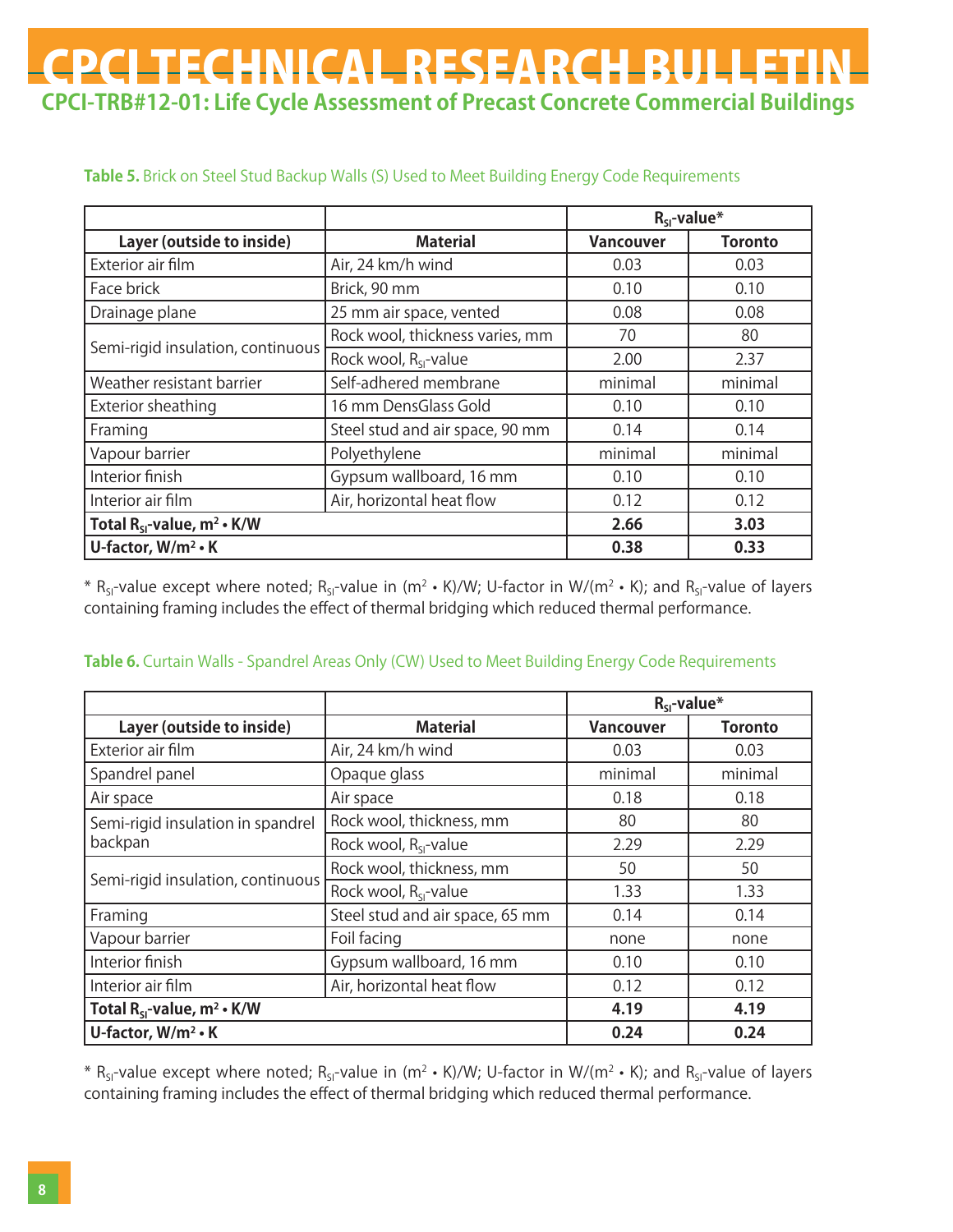**Table 5.** Brick on Steel Stud Backup Walls (S) Used to Meet Building Energy Code Requirements

| | | $R_{SI}$-value* | |
|---|---|---|---|
| **Layer (outside to inside)** | **Material** | **Vancouver** | **Toronto** |
| Exterior air film | Air, 24 km/h wind | 0.03 | 0.03 |
| Face brick | Brick, 90 mm | 0.10 | 0.10 |
| Drainage plane | 25 mm air space, vented | 0.08 | 0.08 |
| Semi-rigid insulation, continuous | Rock wool, thickness varies, mm | 70 | 80 |
| | Rock wool, $R_{SI}$-value | 2.00 | 2.37 |
| Weather resistant barrier | Self-adhered membrane | minimal | minimal |
| Exterior sheathing | 16 mm DensGlass Gold | 0.10 | 0.10 |
| Framing | Steel stud and air space, 90 mm | 0.14 | 0.14 |
| Vapour barrier | Polyethylene | minimal | minimal |
| Interior finish | Gypsum wallboard, 16 mm | 0.10 | 0.10 |
| Interior air film | Air, horizontal heat flow | 0.12 | 0.12 |
| **Total $R_{SI}$-value, $m^2 \cdot K/W$** | | **2.66** | **3.03** |
| **U-factor, $W/m^2 \cdot K$** | | **0.38** | **0.33** |

\* $R_{SI}$-value except where noted; $R_{SI}$-value in $(m^2 \cdot K)/W$; U-factor in $W/(m^2 \cdot K)$; and $R_{SI}$-value of layers containing framing includes the effect of thermal bridging which reduced thermal performance.

**Table 6.** Curtain Walls - Spandrel Areas Only (CW) Used to Meet Building Energy Code Requirements

| | | $R_{SI}$-value* | |
|---|---|---|---|
| **Layer (outside to inside)** | **Material** | **Vancouver** | **Toronto** |
| Exterior air film | Air, 24 km/h wind | 0.03 | 0.03 |
| Spandrel panel | Opaque glass | minimal | minimal |
| Air space | Air space | 0.18 | 0.18 |
| Semi-rigid insulation in spandrel backpan | Rock wool, thickness, mm | 80 | 80 |
| | Rock wool, $R_{SI}$-value | 2.29 | 2.29 |
| Semi-rigid insulation, continuous | Rock wool, thickness, mm | 50 | 50 |
| | Rock wool, $R_{SI}$-value | 1.33 | 1.33 |
| Framing | Steel stud and air space, 65 mm | 0.14 | 0.14 |
| Vapour barrier | Foil facing | none | none |
| Interior finish | Gypsum wallboard, 16 mm | 0.10 | 0.10 |
| Interior air film | Air, horizontal heat flow | 0.12 | 0.12 |
| **Total $R_{SI}$-value, $m^2 \cdot K/W$** | | **4.19** | **4.19** |
| **U-factor, $W/m^2 \cdot K$** | | **0.24** | **0.24** |

\* $R_{SI}$-value except where noted; $R_{SI}$-value in $(m^2 \cdot K)/W$; U-factor in $W/(m^2 \cdot K)$; and $R_{SI}$-value of layers containing framing includes the effect of thermal bridging which reduced thermal performance.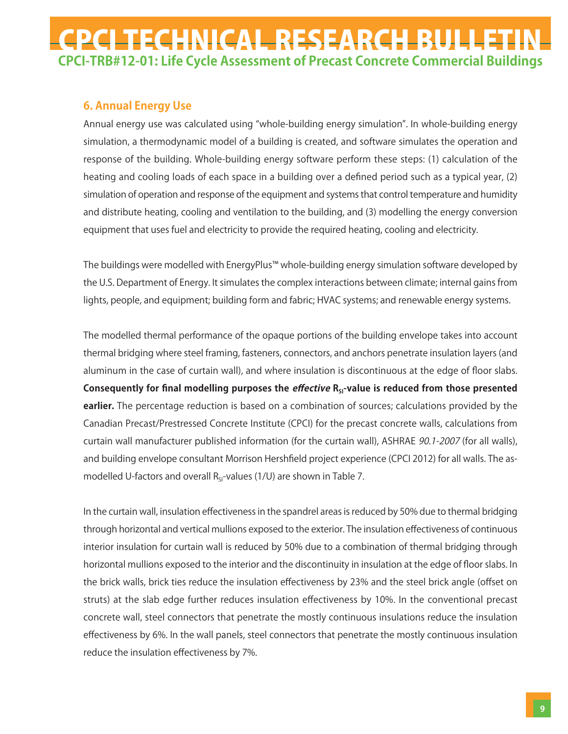## 6. Annual Energy Use

Annual energy use was calculated using "whole-building energy simulation". In whole-building energy simulation, a thermodynamic model of a building is created, and software simulates the operation and response of the building. Whole-building energy software perform these steps: (1) calculation of the heating and cooling loads of each space in a building over a defined period such as a typical year, (2) simulation of operation and response of the equipment and systems that control temperature and humidity and distribute heating, cooling and ventilation to the building, and (3) modelling the energy conversion equipment that uses fuel and electricity to provide the required heating, cooling and electricity.

The buildings were modelled with EnergyPlus™ whole-building energy simulation software developed by the U.S. Department of Energy. It simulates the complex interactions between climate; internal gains from lights, people, and equipment; building form and fabric; HVAC systems; and renewable energy systems.

The modelled thermal performance of the opaque portions of the building envelope takes into account thermal bridging where steel framing, fasteners, connectors, and anchors penetrate insulation layers (and aluminum in the case of curtain wall), and where insulation is discontinuous at the edge of floor slabs. **Consequently for final modelling purposes the *effective* $R_{SI}$-value is reduced from those presented earlier.** The percentage reduction is based on a combination of sources; calculations provided by the Canadian Precast/Prestressed Concrete Institute (CPCI) for the precast concrete walls, calculations from curtain wall manufacturer published information (for the curtain wall), ASHRAE *90.1-2007* (for all walls), and building envelope consultant Morrison Hershfield project experience (CPCI 2012) for all walls. The as-modelled U-factors and overall $R_{SI}$-values (1/U) are shown in Table 7.

In the curtain wall, insulation effectiveness in the spandrel areas is reduced by 50% due to thermal bridging through horizontal and vertical mullions exposed to the exterior. The insulation effectiveness of continuous interior insulation for curtain wall is reduced by 50% due to a combination of thermal bridging through horizontal mullions exposed to the interior and the discontinuity in insulation at the edge of floor slabs. In the brick walls, brick ties reduce the insulation effectiveness by 23% and the steel brick angle (offset on struts) at the slab edge further reduces insulation effectiveness by 10%. In the conventional precast concrete wall, steel connectors that penetrate the mostly continuous insulations reduce the insulation effectiveness by 6%. In the wall panels, steel connectors that penetrate the mostly continuous insulation reduce the insulation effectiveness by 7%.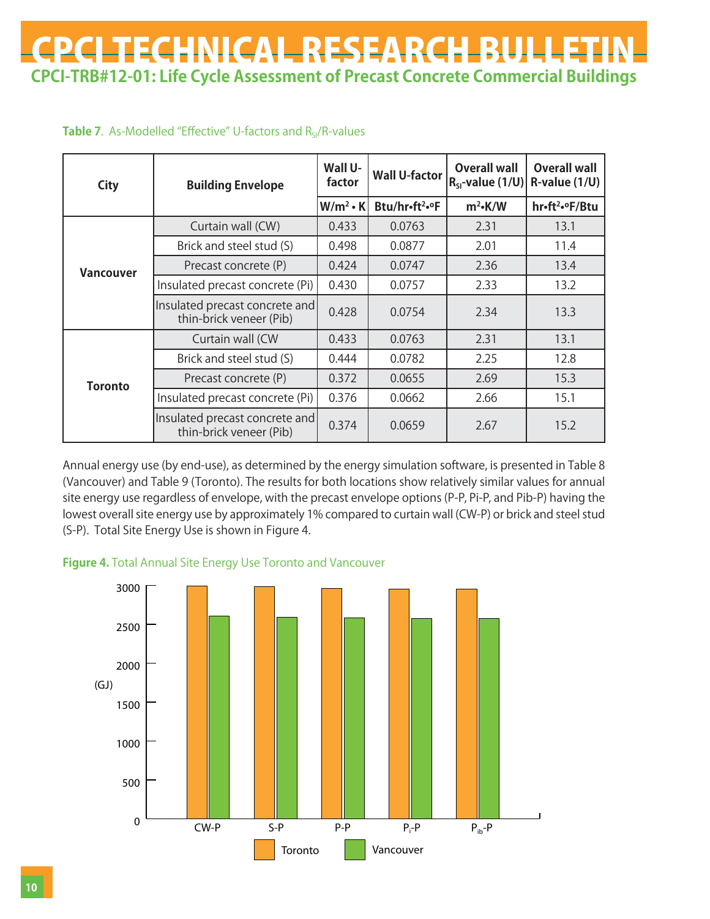**Table 7**. As-Modelled "Effective" U-factors and $R_{SI}$/R-values

| City | Building Envelope | Wall U-factor | Wall U-factor | Overall wall $R_{SI}$-value (1/U) | Overall wall R-value (1/U) |
|---|---|---|---|---|---|
| | | W/m²•K | Btu/hr•ft²•°F | m²•K/W | hr•ft²•°F/Btu |
| Vancouver | Curtain wall (CW) | 0.433 | 0.0763 | 2.31 | 13.1 |
| | Brick and steel stud (S) | 0.498 | 0.0877 | 2.01 | 11.4 |
| | Precast concrete (P) | 0.424 | 0.0747 | 2.36 | 13.4 |
| | Insulated precast concrete (Pi) | 0.430 | 0.0757 | 2.33 | 13.2 |
| | Insulated precast concrete and thin-brick veneer (Pib) | 0.428 | 0.0754 | 2.34 | 13.3 |
| Toronto | Curtain wall (CW | 0.433 | 0.0763 | 2.31 | 13.1 |
| | Brick and steel stud (S) | 0.444 | 0.0782 | 2.25 | 12.8 |
| | Precast concrete (P) | 0.372 | 0.0655 | 2.69 | 15.3 |
| | Insulated precast concrete (Pi) | 0.376 | 0.0662 | 2.66 | 15.1 |
| | Insulated precast concrete and thin-brick veneer (Pib) | 0.374 | 0.0659 | 2.67 | 15.2 |

Annual energy use (by end-use), as determined by the energy simulation software, is presented in Table 8 (Vancouver) and Table 9 (Toronto). The results for both locations show relatively similar values for annual site energy use regardless of envelope, with the precast envelope options (P-P, Pi-P, and Pib-P) having the lowest overall site energy use by approximately 1% compared to curtain wall (CW-P) or brick and steel stud (S-P). Total Site Energy Use is shown in Figure 4.

**Figure 4.** Total Annual Site Energy Use Toronto and Vancouver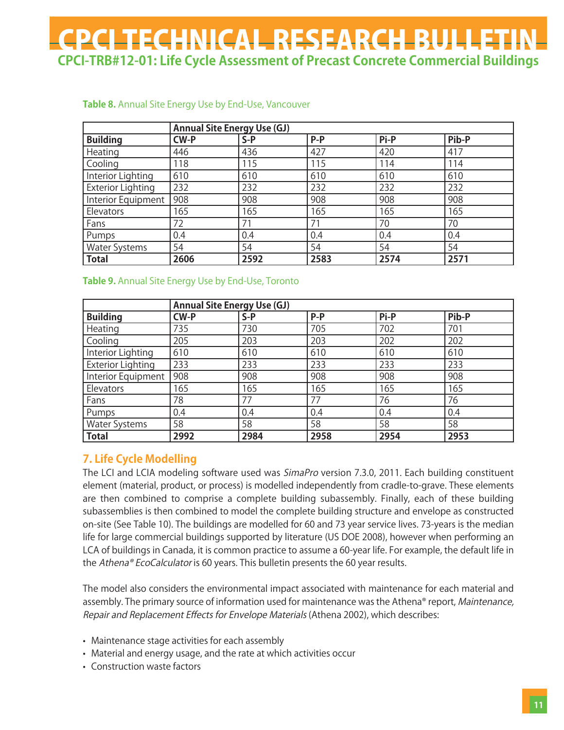**Table 8.** Annual Site Energy Use by End-Use, Vancouver

| | Annual Site Energy Use (GJ) | | | | |
|---|---|---|---|---|---|
| **Building** | **CW-P** | **S-P** | **P-P** | **Pi-P** | **Pib-P** |
| Heating | 446 | 436 | 427 | 420 | 417 |
| Cooling | 118 | 115 | 115 | 114 | 114 |
| Interior Lighting | 610 | 610 | 610 | 610 | 610 |
| Exterior Lighting | 232 | 232 | 232 | 232 | 232 |
| Interior Equipment | 908 | 908 | 908 | 908 | 908 |
| Elevators | 165 | 165 | 165 | 165 | 165 |
| Fans | 72 | 71 | 71 | 70 | 70 |
| Pumps | 0.4 | 0.4 | 0.4 | 0.4 | 0.4 |
| Water Systems | 54 | 54 | 54 | 54 | 54 |
| **Total** | **2606** | **2592** | **2583** | **2574** | **2571** |

**Table 9.** Annual Site Energy Use by End-Use, Toronto

| | Annual Site Energy Use (GJ) | | | | |
|---|---|---|---|---|---|
| **Building** | **CW-P** | **S-P** | **P-P** | **Pi-P** | **Pib-P** |
| Heating | 735 | 730 | 705 | 702 | 701 |
| Cooling | 205 | 203 | 203 | 202 | 202 |
| Interior Lighting | 610 | 610 | 610 | 610 | 610 |
| Exterior Lighting | 233 | 233 | 233 | 233 | 233 |
| Interior Equipment | 908 | 908 | 908 | 908 | 908 |
| Elevators | 165 | 165 | 165 | 165 | 165 |
| Fans | 78 | 77 | 77 | 76 | 76 |
| Pumps | 0.4 | 0.4 | 0.4 | 0.4 | 0.4 |
| Water Systems | 58 | 58 | 58 | 58 | 58 |
| **Total** | **2992** | **2984** | **2958** | **2954** | **2953** |

## 7. Life Cycle Modelling

The LCI and LCIA modeling software used was *SimaPro* version 7.3.0, 2011. Each building constituent element (material, product, or process) is modelled independently from cradle-to-grave. These elements are then combined to comprise a complete building subassembly. Finally, each of these building subassemblies is then combined to model the complete building structure and envelope as constructed on-site (See Table 10). The buildings are modelled for 60 and 73 year service lives. 73-years is the median life for large commercial buildings supported by literature (US DOE 2008), however when performing an LCA of buildings in Canada, it is common practice to assume a 60-year life. For example, the default life in the *Athena® EcoCalculator* is 60 years. This bulletin presents the 60 year results.

The model also considers the environmental impact associated with maintenance for each material and assembly. The primary source of information used for maintenance was the Athena® report, *Maintenance, Repair and Replacement Effects for Envelope Materials* (Athena 2002), which describes:

- Maintenance stage activities for each assembly
- Material and energy usage, and the rate at which activities occur
- Construction waste factors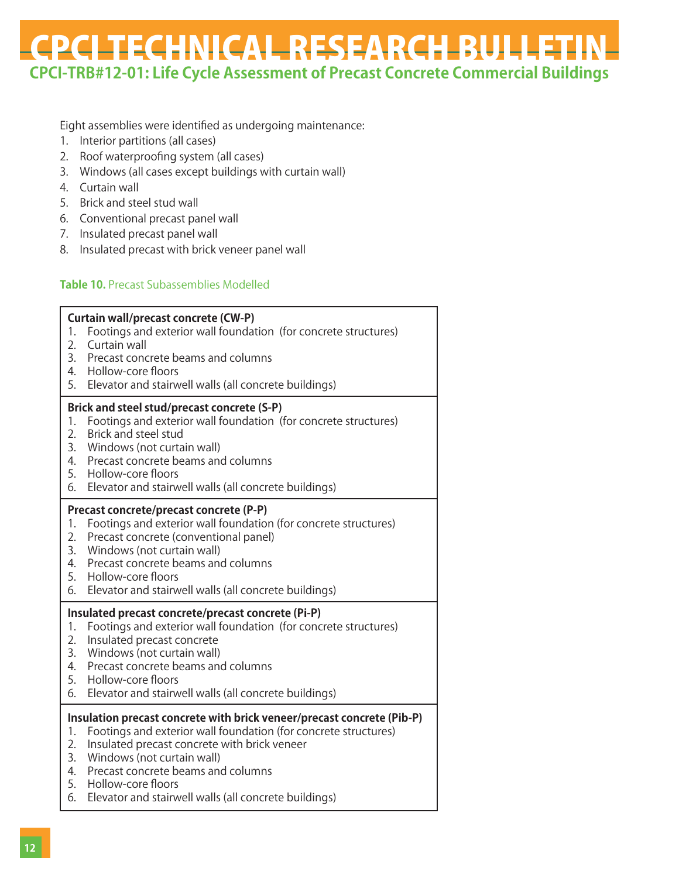Eight assemblies were identified as undergoing maintenance:

1. Interior partitions (all cases)
2. Roof waterproofing system (all cases)
3. Windows (all cases except buildings with curtain wall)
4. Curtain wall
5. Brick and steel stud wall
6. Conventional precast panel wall
7. Insulated precast panel wall
8. Insulated precast with brick veneer panel wall

**Table 10.** Precast Subassemblies Modelled

| |
|---|
| **Curtain wall/precast concrete (CW-P)**<br>1. Footings and exterior wall foundation (for concrete structures)<br>2. Curtain wall<br>3. Precast concrete beams and columns<br>4. Hollow-core floors<br>5. Elevator and stairwell walls (all concrete buildings) |
| **Brick and steel stud/precast concrete (S-P)**<br>1. Footings and exterior wall foundation (for concrete structures)<br>2. Brick and steel stud<br>3. Windows (not curtain wall)<br>4. Precast concrete beams and columns<br>5. Hollow-core floors<br>6. Elevator and stairwell walls (all concrete buildings) |
| **Precast concrete/precast concrete (P-P)**<br>1. Footings and exterior wall foundation (for concrete structures)<br>2. Precast concrete (conventional panel)<br>3. Windows (not curtain wall)<br>4. Precast concrete beams and columns<br>5. Hollow-core floors<br>6. Elevator and stairwell walls (all concrete buildings) |
| **Insulated precast concrete/precast concrete (Pi-P)**<br>1. Footings and exterior wall foundation (for concrete structures)<br>2. Insulated precast concrete<br>3. Windows (not curtain wall)<br>4. Precast concrete beams and columns<br>5. Hollow-core floors<br>6. Elevator and stairwell walls (all concrete buildings) |
| **Insulation precast concrete with brick veneer/precast concrete (Pib-P)**<br>1. Footings and exterior wall foundation (for concrete structures)<br>2. Insulated precast concrete with brick veneer<br>3. Windows (not curtain wall)<br>4. Precast concrete beams and columns<br>5. Hollow-core floors<br>6. Elevator and stairwell walls (all concrete buildings) |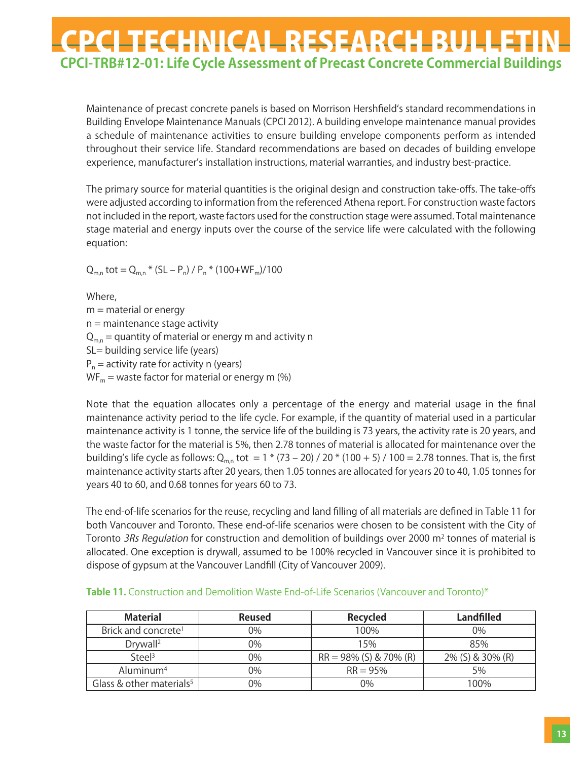Maintenance of precast concrete panels is based on Morrison Hershfield's standard recommendations in Building Envelope Maintenance Manuals (CPCI 2012). A building envelope maintenance manual provides a schedule of maintenance activities to ensure building envelope components perform as intended throughout their service life. Standard recommendations are based on decades of building envelope experience, manufacturer's installation instructions, material warranties, and industry best-practice.

The primary source for material quantities is the original design and construction take-offs. The take-offs were adjusted according to information from the referenced Athena report. For construction waste factors not included in the report, waste factors used for the construction stage were assumed. Total maintenance stage material and energy inputs over the course of the service life were calculated with the following equation:

$$Q_{m,n}\ tot = Q_{m,n} * (SL - P_n) / P_n * (100+WF_m)/100$$

Where,

$m$ = material or energy  
$n$ = maintenance stage activity  
$Q_{m,n}$ = quantity of material or energy m and activity n  
SL= building service life (years)  
$P_n$ = activity rate for activity n (years)  
$WF_m$ = waste factor for material or energy m (%)

Note that the equation allocates only a percentage of the energy and material usage in the final maintenance activity period to the life cycle. For example, if the quantity of material used in a particular maintenance activity is 1 tonne, the service life of the building is 73 years, the activity rate is 20 years, and the waste factor for the material is 5%, then 2.78 tonnes of material is allocated for maintenance over the building's life cycle as follows: $Q_{m,n}\ tot = 1 * (73 - 20) / 20 * (100 + 5) / 100 = 2.78$ tonnes. That is, the first maintenance activity starts after 20 years, then 1.05 tonnes are allocated for years 20 to 40, 1.05 tonnes for years 40 to 60, and 0.68 tonnes for years 60 to 73.

The end-of-life scenarios for the reuse, recycling and land filling of all materials are defined in Table 11 for both Vancouver and Toronto. These end-of-life scenarios were chosen to be consistent with the City of Toronto *3Rs Regulation* for construction and demolition of buildings over 2000 $m^2$ tonnes of material is allocated. One exception is drywall, assumed to be 100% recycled in Vancouver since it is prohibited to dispose of gypsum at the Vancouver Landfill (City of Vancouver 2009).

**Table 11.** Construction and Demolition Waste End-of-Life Scenarios (Vancouver and Toronto)*

| Material | Reused | Recycled | Landfilled |
|---|---|---|---|
| Brick and concrete[1] | 0% | 100% | 0% |
| Drywall[2] | 0% | 15% | 85% |
| Steel[3] | 0% | RR = 98% (S) & 70% (R) | 2% (S) & 30% (R) |
| Aluminum[4] | 0% | RR = 95% | 5% |
| Glass & other materials[5] | 0% | 0% | 100% |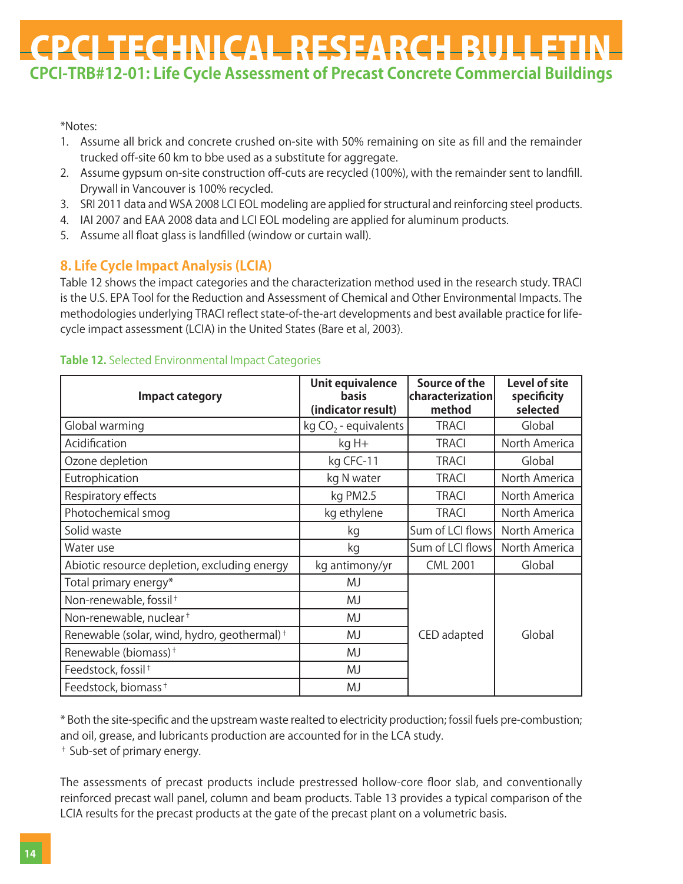*Notes:

1. Assume all brick and concrete crushed on-site with 50% remaining on site as fill and the remainder trucked off-site 60 km to bbe used as a substitute for aggregate.
2. Assume gypsum on-site construction off-cuts are recycled (100%), with the remainder sent to landfill. Drywall in Vancouver is 100% recycled.
3. SRI 2011 data and WSA 2008 LCI EOL modeling are applied for structural and reinforcing steel products.
4. IAI 2007 and EAA 2008 data and LCI EOL modeling are applied for aluminum products.
5. Assume all float glass is landfilled (window or curtain wall).

## 8. Life Cycle Impact Analysis (LCIA)

Table 12 shows the impact categories and the characterization method used in the research study. TRACI is the U.S. EPA Tool for the Reduction and Assessment of Chemical and Other Environmental Impacts. The methodologies underlying TRACI reflect state-of-the-art developments and best available practice for life-cycle impact assessment (LCIA) in the United States (Bare et al, 2003).

**Table 12.** Selected Environmental Impact Categories

| Impact category | Unit equivalence basis (indicator result) | Source of the characterization method | Level of site specificity selected |
|---|---|---|---|
| Global warming | kg $CO_2$ - equivalents | TRACI | Global |
| Acidification | kg H+ | TRACI | North America |
| Ozone depletion | kg CFC-11 | TRACI | Global |
| Eutrophication | kg N water | TRACI | North America |
| Respiratory effects | kg PM2.5 | TRACI | North America |
| Photochemical smog | kg ethylene | TRACI | North America |
| Solid waste | kg | Sum of LCI flows | North America |
| Water use | kg | Sum of LCI flows | North America |
| Abiotic resource depletion, excluding energy | kg antimony/yr | CML 2001 | Global |
| Total primary energy* | MJ | CED adapted | Global |
| Non-renewable, fossil † | MJ | | |
| Non-renewable, nuclear † | MJ | | |
| Renewable (solar, wind, hydro, geothermal) † | MJ | | |
| Renewable (biomass) † | MJ | | |
| Feedstock, fossil † | MJ | | |
| Feedstock, biomass † | MJ | | |

\* Both the site-specific and the upstream waste realted to electricity production; fossil fuels pre-combustion; and oil, grease, and lubricants production are accounted for in the LCA study.
† Sub-set of primary energy.

The assessments of precast products include prestressed hollow-core floor slab, and conventionally reinforced precast wall panel, column and beam products. Table 13 provides a typical comparison of the LCIA results for the precast products at the gate of the precast plant on a volumetric basis.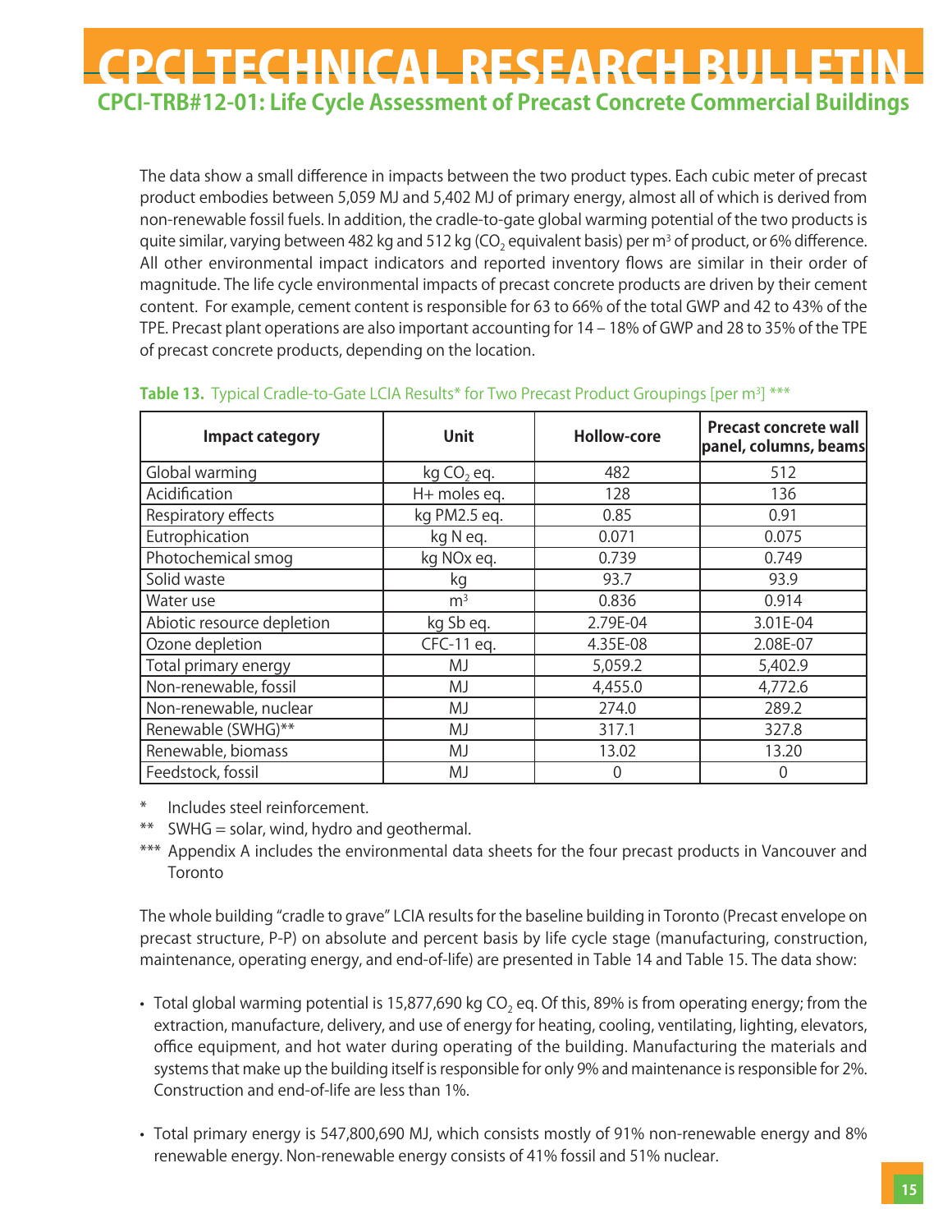The data show a small difference in impacts between the two product types. Each cubic meter of precast product embodies between 5,059 MJ and 5,402 MJ of primary energy, almost all of which is derived from non-renewable fossil fuels. In addition, the cradle-to-gate global warming potential of the two products is quite similar, varying between 482 kg and 512 kg ($CO_2$ equivalent basis) per $m^3$ of product, or 6% difference. All other environmental impact indicators and reported inventory flows are similar in their order of magnitude. The life cycle environmental impacts of precast concrete products are driven by their cement content. For example, cement content is responsible for 63 to 66% of the total GWP and 42 to 43% of the TPE. Precast plant operations are also important accounting for 14 – 18% of GWP and 28 to 35% of the TPE of precast concrete products, depending on the location.

**Table 13.** Typical Cradle-to-Gate LCIA Results* for Two Precast Product Groupings [per $m^3$] ***

| Impact category | Unit | Hollow-core | Precast concrete wall panel, columns, beams |
|---|---|---|---|
| Global warming | kg $CO_2$ eq. | 482 | 512 |
| Acidification | H+ moles eq. | 128 | 136 |
| Respiratory effects | kg PM2.5 eq. | 0.85 | 0.91 |
| Eutrophication | kg N eq. | 0.071 | 0.075 |
| Photochemical smog | kg NOx eq. | 0.739 | 0.749 |
| Solid waste | kg | 93.7 | 93.9 |
| Water use | $m^3$ | 0.836 | 0.914 |
| Abiotic resource depletion | kg Sb eq. | 2.79E-04 | 3.01E-04 |
| Ozone depletion | CFC-11 eq. | 4.35E-08 | 2.08E-07 |
| Total primary energy | MJ | 5,059.2 | 5,402.9 |
| Non-renewable, fossil | MJ | 4,455.0 | 4,772.6 |
| Non-renewable, nuclear | MJ | 274.0 | 289.2 |
| Renewable (SWHG)** | MJ | 317.1 | 327.8 |
| Renewable, biomass | MJ | 13.02 | 13.20 |
| Feedstock, fossil | MJ | 0 | 0 |

\* Includes steel reinforcement.

** SWHG = solar, wind, hydro and geothermal.

*** Appendix A includes the environmental data sheets for the four precast products in Vancouver and Toronto

The whole building "cradle to grave" LCIA results for the baseline building in Toronto (Precast envelope on precast structure, P-P) on absolute and percent basis by life cycle stage (manufacturing, construction, maintenance, operating energy, and end-of-life) are presented in Table 14 and Table 15. The data show:

- Total global warming potential is 15,877,690 kg $CO_2$ eq. Of this, 89% is from operating energy; from the extraction, manufacture, delivery, and use of energy for heating, cooling, ventilating, lighting, elevators, office equipment, and hot water during operating of the building. Manufacturing the materials and systems that make up the building itself is responsible for only 9% and maintenance is responsible for 2%. Construction and end-of-life are less than 1%.
- Total primary energy is 547,800,690 MJ, which consists mostly of 91% non-renewable energy and 8% renewable energy. Non-renewable energy consists of 41% fossil and 51% nuclear.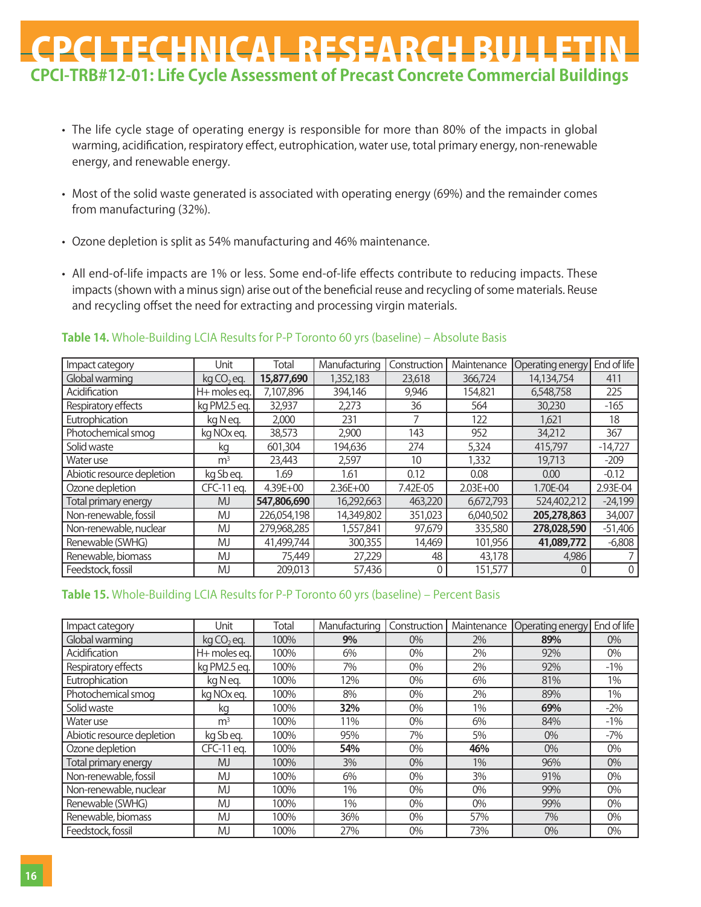- The life cycle stage of operating energy is responsible for more than 80% of the impacts in global warming, acidification, respiratory effect, eutrophication, water use, total primary energy, non-renewable energy, and renewable energy.

- Most of the solid waste generated is associated with operating energy (69%) and the remainder comes from manufacturing (32%).

- Ozone depletion is split as 54% manufacturing and 46% maintenance.

- All end-of-life impacts are 1% or less. Some end-of-life effects contribute to reducing impacts. These impacts (shown with a minus sign) arise out of the beneficial reuse and recycling of some materials. Reuse and recycling offset the need for extracting and processing virgin materials.

**Table 14.** Whole-Building LCIA Results for P-P Toronto 60 yrs (baseline) – Absolute Basis

| Impact category | Unit | Total | Manufacturing | Construction | Maintenance | Operating energy | End of life |
|---|---|---|---|---|---|---|---|
| Global warming | kg $CO_2$ eq. | **15,877,690** | 1,352,183 | 23,618 | 366,724 | 14,134,754 | 411 |
| Acidification | H+ moles eq. | 7,107,896 | 394,146 | 9,946 | 154,821 | 6,548,758 | 225 |
| Respiratory effects | kg PM2.5 eq. | 32,937 | 2,273 | 36 | 564 | 30,230 | -165 |
| Eutrophication | kg N eq. | 2,000 | 231 | 7 | 122 | 1,621 | 18 |
| Photochemical smog | kg NOx eq. | 38,573 | 2,900 | 143 | 952 | 34,212 | 367 |
| Solid waste | kg | 601,304 | 194,636 | 274 | 5,324 | 415,797 | -14,727 |
| Water use | m³ | 23,443 | 2,597 | 10 | 1,332 | 19,713 | -209 |
| Abiotic resource depletion | kg Sb eq. | 1.69 | 1.61 | 0.12 | 0.08 | 0.00 | -0.12 |
| Ozone depletion | CFC-11 eq. | 4.39E+00 | 2.36E+00 | 7.42E-05 | 2.03E+00 | 1.70E-04 | 2.93E-04 |
| Total primary energy | MJ | **547,806,690** | 16,292,663 | 463,220 | 6,672,793 | 524,402,212 | -24,199 |
| Non-renewable, fossil | MJ | 226,054,198 | 14,349,802 | 351,023 | 6,040,502 | **205,278,863** | 34,007 |
| Non-renewable, nuclear | MJ | 279,968,285 | 1,557,841 | 97,679 | 335,580 | **278,028,590** | -51,406 |
| Renewable (SWHG) | MJ | 41,499,744 | 300,355 | 14,469 | 101,956 | **41,089,772** | -6,808 |
| Renewable, biomass | MJ | 75,449 | 27,229 | 48 | 43,178 | 4,986 | 7 |
| Feedstock, fossil | MJ | 209,013 | 57,436 | 0 | 151,577 | 0 | 0 |

**Table 15.** Whole-Building LCIA Results for P-P Toronto 60 yrs (baseline) – Percent Basis

| Impact category | Unit | Total | Manufacturing | Construction | Maintenance | Operating energy | End of life |
|---|---|---|---|---|---|---|---|
| Global warming | kg $CO_2$ eq. | 100% | **9%** | 0% | 2% | **89%** | 0% |
| Acidification | H+ moles eq. | 100% | 6% | 0% | 2% | 92% | 0% |
| Respiratory effects | kg PM2.5 eq. | 100% | 7% | 0% | 2% | 92% | -1% |
| Eutrophication | kg N eq. | 100% | 12% | 0% | 6% | 81% | 1% |
| Photochemical smog | kg NOx eq. | 100% | 8% | 0% | 2% | 89% | 1% |
| Solid waste | kg | 100% | **32%** | 0% | 1% | **69%** | -2% |
| Water use | m³ | 100% | 11% | 0% | 6% | 84% | -1% |
| Abiotic resource depletion | kg Sb eq. | 100% | 95% | 7% | 5% | 0% | -7% |
| Ozone depletion | CFC-11 eq. | 100% | **54%** | 0% | **46%** | 0% | 0% |
| Total primary energy | MJ | 100% | 3% | 0% | 1% | 96% | 0% |
| Non-renewable, fossil | MJ | 100% | 6% | 0% | 3% | 91% | 0% |
| Non-renewable, nuclear | MJ | 100% | 1% | 0% | 0% | 99% | 0% |
| Renewable (SWHG) | MJ | 100% | 1% | 0% | 0% | 99% | 0% |
| Renewable, biomass | MJ | 100% | 36% | 0% | 57% | 7% | 0% |
| Feedstock, fossil | MJ | 100% | 27% | 0% | 73% | 0% | 0% |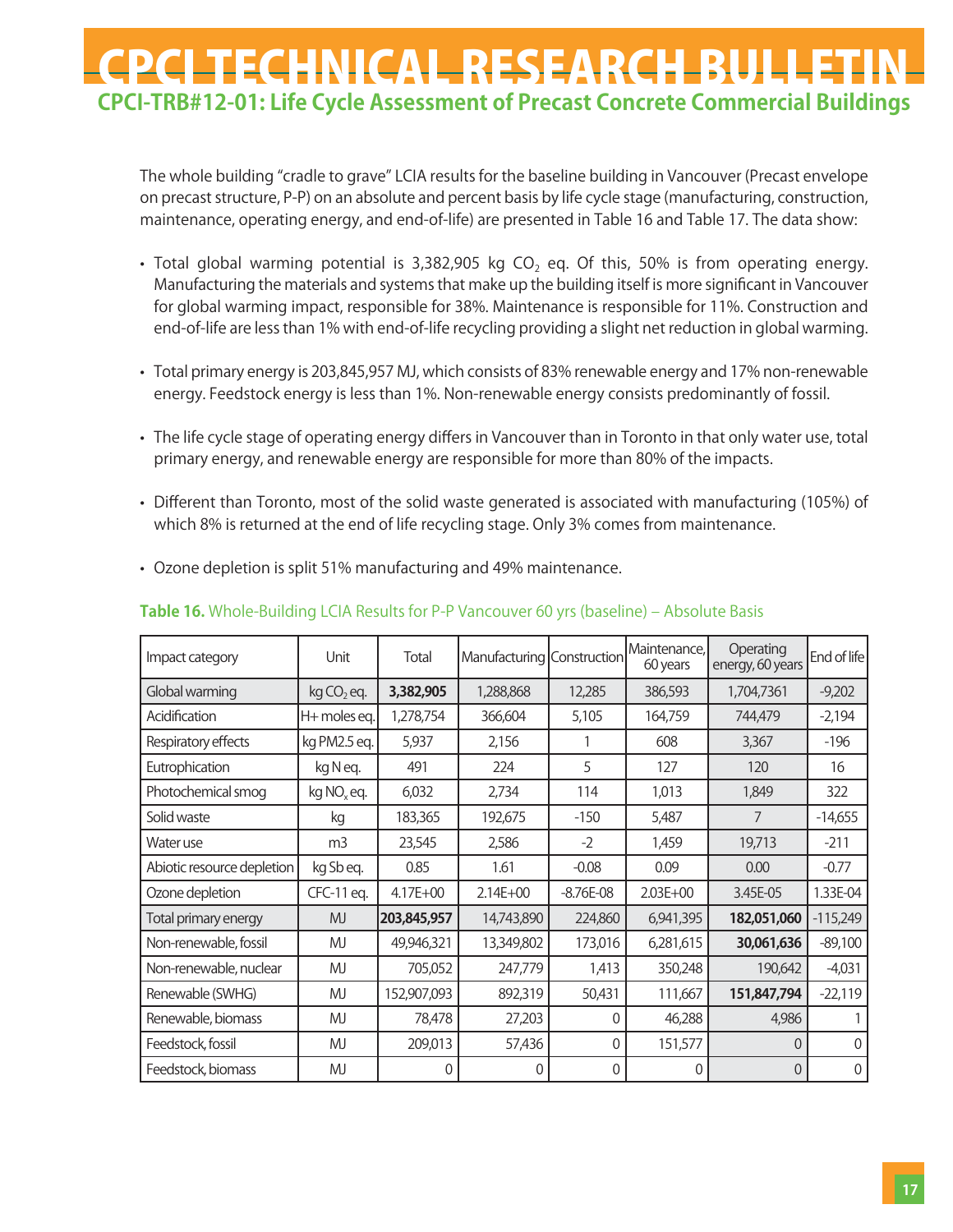The whole building "cradle to grave" LCIA results for the baseline building in Vancouver (Precast envelope on precast structure, P-P) on an absolute and percent basis by life cycle stage (manufacturing, construction, maintenance, operating energy, and end-of-life) are presented in Table 16 and Table 17. The data show:

- Total global warming potential is 3,382,905 kg $CO_2$ eq. Of this, 50% is from operating energy. Manufacturing the materials and systems that make up the building itself is more significant in Vancouver for global warming impact, responsible for 38%. Maintenance is responsible for 11%. Construction and end-of-life are less than 1% with end-of-life recycling providing a slight net reduction in global warming.
- Total primary energy is 203,845,957 MJ, which consists of 83% renewable energy and 17% non-renewable energy. Feedstock energy is less than 1%. Non-renewable energy consists predominantly of fossil.
- The life cycle stage of operating energy differs in Vancouver than in Toronto in that only water use, total primary energy, and renewable energy are responsible for more than 80% of the impacts.
- Different than Toronto, most of the solid waste generated is associated with manufacturing (105%) of which 8% is returned at the end of life recycling stage. Only 3% comes from maintenance.
- Ozone depletion is split 51% manufacturing and 49% maintenance.

**Table 16.** Whole-Building LCIA Results for P-P Vancouver 60 yrs (baseline) – Absolute Basis

| Impact category | Unit | Total | Manufacturing | Construction | Maintenance, 60 years | Operating energy, 60 years | End of life |
|---|---|---|---|---|---|---|---|
| Global warming | kg $CO_2$ eq. | **3,382,905** | 1,288,868 | 12,285 | 386,593 | 1,704,7361 | -9,202 |
| Acidification | H+ moles eq. | 1,278,754 | 366,604 | 5,105 | 164,759 | 744,479 | -2,194 |
| Respiratory effects | kg PM2.5 eq. | 5,937 | 2,156 | 1 | 608 | 3,367 | -196 |
| Eutrophication | kg N eq. | 491 | 224 | 5 | 127 | 120 | 16 |
| Photochemical smog | kg $NO_x$ eq. | 6,032 | 2,734 | 114 | 1,013 | 1,849 | 322 |
| Solid waste | kg | 183,365 | 192,675 | -150 | 5,487 | 7 | -14,655 |
| Water use | m3 | 23,545 | 2,586 | -2 | 1,459 | 19,713 | -211 |
| Abiotic resource depletion | kg Sb eq. | 0.85 | 1.61 | -0.08 | 0.09 | 0.00 | -0.77 |
| Ozone depletion | CFC-11 eq. | 4.17E+00 | 2.14E+00 | -8.76E-08 | 2.03E+00 | 3.45E-05 | 1.33E-04 |
| Total primary energy | MJ | **203,845,957** | 14,743,890 | 224,860 | 6,941,395 | **182,051,060** | -115,249 |
| Non-renewable, fossil | MJ | 49,946,321 | 13,349,802 | 173,016 | 6,281,615 | **30,061,636** | -89,100 |
| Non-renewable, nuclear | MJ | 705,052 | 247,779 | 1,413 | 350,248 | 190,642 | -4,031 |
| Renewable (SWHG) | MJ | 152,907,093 | 892,319 | 50,431 | 111,667 | **151,847,794** | -22,119 |
| Renewable, biomass | MJ | 78,478 | 27,203 | 0 | 46,288 | 4,986 | 1 |
| Feedstock, fossil | MJ | 209,013 | 57,436 | 0 | 151,577 | 0 | 0 |
| Feedstock, biomass | MJ | 0 | 0 | 0 | 0 | 0 | 0 |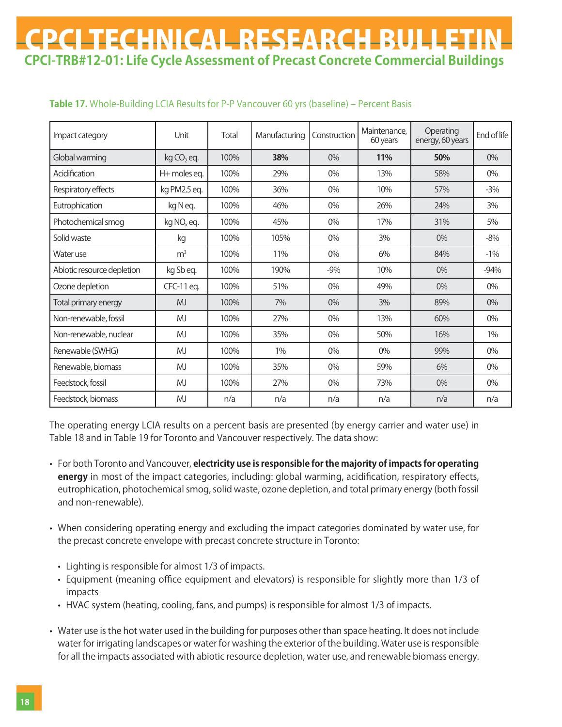**Table 17.** Whole-Building LCIA Results for P-P Vancouver 60 yrs (baseline) – Percent Basis

| Impact category | Unit | Total | Manufacturing | Construction | Maintenance, 60 years | Operating energy, 60 years | End of life |
|---|---|---|---|---|---|---|---|
| Global warming | kg $CO_2$ eq. | 100% | **38%** | 0% | **11%** | **50%** | 0% |
| Acidification | H+ moles eq. | 100% | 29% | 0% | 13% | 58% | 0% |
| Respiratory effects | kg PM2.5 eq. | 100% | 36% | 0% | 10% | 57% | -3% |
| Eutrophication | kg N eq. | 100% | 46% | 0% | 26% | 24% | 3% |
| Photochemical smog | kg $NO_x$ eq. | 100% | 45% | 0% | 17% | 31% | 5% |
| Solid waste | kg | 100% | 105% | 0% | 3% | 0% | -8% |
| Water use | $m^3$ | 100% | 11% | 0% | 6% | 84% | -1% |
| Abiotic resource depletion | kg Sb eq. | 100% | 190% | -9% | 10% | 0% | -94% |
| Ozone depletion | CFC-11 eq. | 100% | 51% | 0% | 49% | 0% | 0% |
| Total primary energy | MJ | 100% | 7% | 0% | 3% | 89% | 0% |
| Non-renewable, fossil | MJ | 100% | 27% | 0% | 13% | 60% | 0% |
| Non-renewable, nuclear | MJ | 100% | 35% | 0% | 50% | 16% | 1% |
| Renewable (SWHG) | MJ | 100% | 1% | 0% | 0% | 99% | 0% |
| Renewable, biomass | MJ | 100% | 35% | 0% | 59% | 6% | 0% |
| Feedstock, fossil | MJ | 100% | 27% | 0% | 73% | 0% | 0% |
| Feedstock, biomass | MJ | n/a | n/a | n/a | n/a | n/a | n/a |

The operating energy LCIA results on a percent basis are presented (by energy carrier and water use) in Table 18 and in Table 19 for Toronto and Vancouver respectively. The data show:

- For both Toronto and Vancouver, **electricity use is responsible for the majority of impacts for operating energy** in most of the impact categories, including: global warming, acidification, respiratory effects, eutrophication, photochemical smog, solid waste, ozone depletion, and total primary energy (both fossil and non-renewable).

- When considering operating energy and excluding the impact categories dominated by water use, for the precast concrete envelope with precast concrete structure in Toronto:
  - Lighting is responsible for almost 1/3 of impacts.
  - Equipment (meaning office equipment and elevators) is responsible for slightly more than 1/3 of impacts
  - HVAC system (heating, cooling, fans, and pumps) is responsible for almost 1/3 of impacts.

- Water use is the hot water used in the building for purposes other than space heating. It does not include water for irrigating landscapes or water for washing the exterior of the building. Water use is responsible for all the impacts associated with abiotic resource depletion, water use, and renewable biomass energy.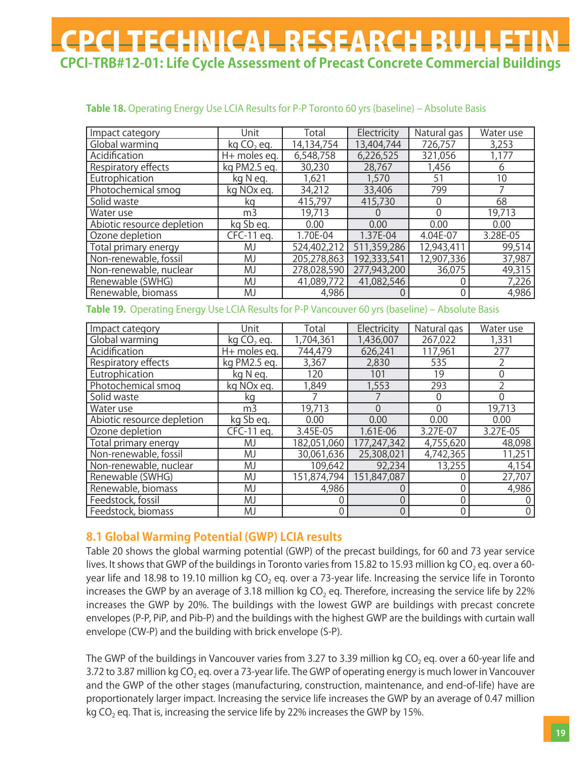**Table 18.** Operating Energy Use LCIA Results for P-P Toronto 60 yrs (baseline) – Absolute Basis

| Impact category | Unit | Total | Electricity | Natural gas | Water use |
|---|---|---|---|---|---|
| Global warming | kg $CO_2$ eq. | 14,134,754 | 13,404,744 | 726,757 | 3,253 |
| Acidification | H+ moles eq. | 6,548,758 | 6,226,525 | 321,056 | 1,177 |
| Respiratory effects | kg PM2.5 eq. | 30,230 | 28,767 | 1,456 | 6 |
| Eutrophication | kg N eq. | 1,621 | 1,570 | 51 | 10 |
| Photochemical smog | kg NOx eq. | 34,212 | 33,406 | 799 | 7 |
| Solid waste | kg | 415,797 | 415,730 | 0 | 68 |
| Water use | m3 | 19,713 | 0 | 0 | 19,713 |
| Abiotic resource depletion | kg Sb eq. | 0.00 | 0.00 | 0.00 | 0.00 |
| Ozone depletion | CFC-11 eq. | 1.70E-04 | 1.37E-04 | 4.04E-07 | 3.28E-05 |
| Total primary energy | MJ | 524,402,212 | 511,359,286 | 12,943,411 | 99,514 |
| Non-renewable, fossil | MJ | 205,278,863 | 192,333,541 | 12,907,336 | 37,987 |
| Non-renewable, nuclear | MJ | 278,028,590 | 277,943,200 | 36,075 | 49,315 |
| Renewable (SWHG) | MJ | 41,089,772 | 41,082,546 | 0 | 7,226 |
| Renewable, biomass | MJ | 4,986 | 0 | 0 | 4,986 |

**Table 19.** Operating Energy Use LCIA Results for P-P Vancouver 60 yrs (baseline) – Absolute Basis

| Impact category | Unit | Total | Electricity | Natural gas | Water use |
|---|---|---|---|---|---|
| Global warming | kg $CO_2$ eq. | 1,704,361 | 1,436,007 | 267,022 | 1,331 |
| Acidification | H+ moles eq. | 744,479 | 626,241 | 117,961 | 277 |
| Respiratory effects | kg PM2.5 eq. | 3,367 | 2,830 | 535 | 2 |
| Eutrophication | kg N eq. | 120 | 101 | 19 | 0 |
| Photochemical smog | kg NOx eq. | 1,849 | 1,553 | 293 | 2 |
| Solid waste | kg | 7 | 7 | 0 | 0 |
| Water use | m3 | 19,713 | 0 | 0 | 19,713 |
| Abiotic resource depletion | kg Sb eq. | 0.00 | 0.00 | 0.00 | 0.00 |
| Ozone depletion | CFC-11 eq. | 3.45E-05 | 1.61E-06 | 3.27E-07 | 3.27E-05 |
| Total primary energy | MJ | 182,051,060 | 177,247,342 | 4,755,620 | 48,098 |
| Non-renewable, fossil | MJ | 30,061,636 | 25,308,021 | 4,742,365 | 11,251 |
| Non-renewable, nuclear | MJ | 109,642 | 92,234 | 13,255 | 4,154 |
| Renewable (SWHG) | MJ | 151,874,794 | 151,847,087 | 0 | 27,707 |
| Renewable, biomass | MJ | 4,986 | 0 | 0 | 4,986 |
| Feedstock, fossil | MJ | 0 | 0 | 0 | 0 |
| Feedstock, biomass | MJ | 0 | 0 | 0 | 0 |

## 8.1 Global Warming Potential (GWP) LCIA results

Table 20 shows the global warming potential (GWP) of the precast buildings, for 60 and 73 year service lives. It shows that GWP of the buildings in Toronto varies from 15.82 to 15.93 million kg $CO_2$ eq. over a 60-year life and 18.98 to 19.10 million kg $CO_2$ eq. over a 73-year life. Increasing the service life in Toronto increases the GWP by an average of 3.18 million kg $CO_2$ eq. Therefore, increasing the service life by 22% increases the GWP by 20%. The buildings with the lowest GWP are buildings with precast concrete envelopes (P-P, PiP, and Pib-P) and the buildings with the highest GWP are the buildings with curtain wall envelope (CW-P) and the building with brick envelope (S-P).

The GWP of the buildings in Vancouver varies from 3.27 to 3.39 million kg $CO_2$ eq. over a 60-year life and 3.72 to 3.87 million kg $CO_2$ eq. over a 73-year life. The GWP of operating energy is much lower in Vancouver and the GWP of the other stages (manufacturing, construction, maintenance, and end-of-life) have are proportionately larger impact. Increasing the service life increases the GWP by an average of 0.47 million kg $CO_2$ eq. That is, increasing the service life by 22% increases the GWP by 15%.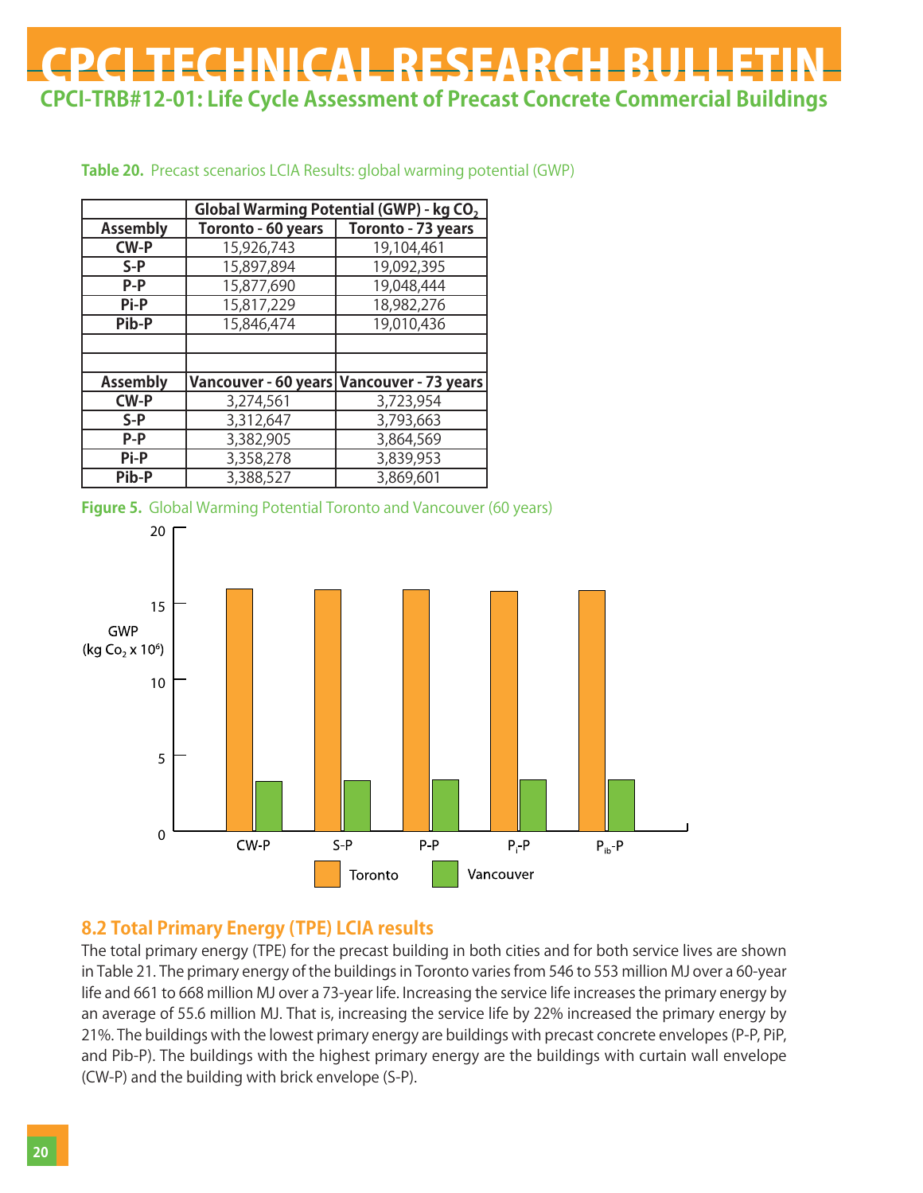**Table 20.** Precast scenarios LCIA Results: global warming potential (GWP)

| | Global Warming Potential (GWP) - kg $CO_2$ | |
|---|---|---|
| **Assembly** | **Toronto - 60 years** | **Toronto - 73 years** |
| **CW-P** | 15,926,743 | 19,104,461 |
| **S-P** | 15,897,894 | 19,092,395 |
| **P-P** | 15,877,690 | 19,048,444 |
| **Pi-P** | 15,817,229 | 18,982,276 |
| **Pib-P** | 15,846,474 | 19,010,436 |
| | | |
| | | |
| **Assembly** | **Vancouver - 60 years** | **Vancouver - 73 years** |
| **CW-P** | 3,274,561 | 3,723,954 |
| **S-P** | 3,312,647 | 3,793,663 |
| **P-P** | 3,382,905 | 3,864,569 |
| **Pi-P** | 3,358,278 | 3,839,953 |
| **Pib-P** | 3,388,527 | 3,869,601 |

**Figure 5.** Global Warming Potential Toronto and Vancouver (60 years)

## 8.2 Total Primary Energy (TPE) LCIA results

The total primary energy (TPE) for the precast building in both cities and for both service lives are shown in Table 21. The primary energy of the buildings in Toronto varies from 546 to 553 million MJ over a 60-year life and 661 to 668 million MJ over a 73-year life. Increasing the service life increases the primary energy by an average of 55.6 million MJ. That is, increasing the service life by 22% increased the primary energy by 21%. The buildings with the lowest primary energy are buildings with precast concrete envelopes (P-P, PiP, and Pib-P). The buildings with the highest primary energy are the buildings with curtain wall envelope (CW-P) and the building with brick envelope (S-P).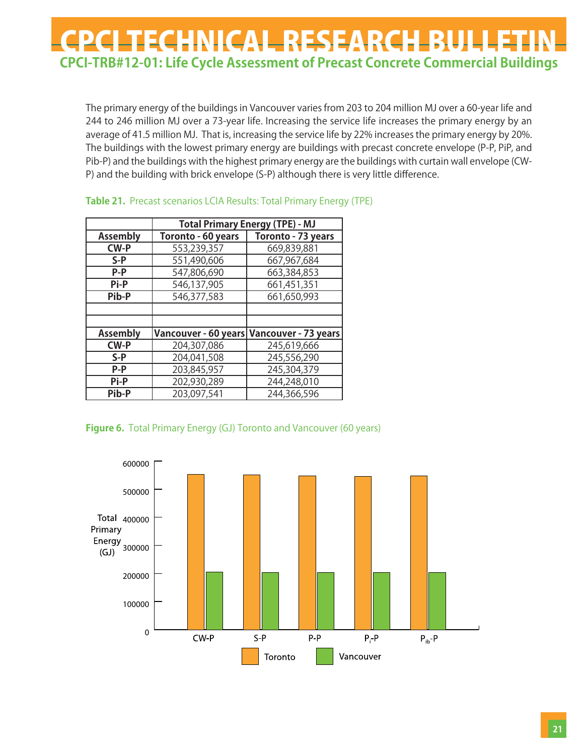The primary energy of the buildings in Vancouver varies from 203 to 204 million MJ over a 60-year life and 244 to 246 million MJ over a 73-year life. Increasing the service life increases the primary energy by an average of 41.5 million MJ. That is, increasing the service life by 22% increases the primary energy by 20%. The buildings with the lowest primary energy are buildings with precast concrete envelope (P-P, PiP, and Pib-P) and the buildings with the highest primary energy are the buildings with curtain wall envelope (CW-P) and the building with brick envelope (S-P) although there is very little difference.

**Table 21.** Precast scenarios LCIA Results: Total Primary Energy (TPE)

| | Total Primary Energy (TPE) - MJ | |
|---|---|---|
| **Assembly** | **Toronto - 60 years** | **Toronto - 73 years** |
| **CW-P** | 553,239,357 | 669,839,881 |
| **S-P** | 551,490,606 | 667,967,684 |
| **P-P** | 547,806,690 | 663,384,853 |
| **Pi-P** | 546,137,905 | 661,451,351 |
| **Pib-P** | 546,377,583 | 661,650,993 |
| | | |
| | | |
| **Assembly** | **Vancouver - 60 years** | **Vancouver - 73 years** |
| **CW-P** | 204,307,086 | 245,619,666 |
| **S-P** | 204,041,508 | 245,556,290 |
| **P-P** | 203,845,957 | 245,304,379 |
| **Pi-P** | 202,930,289 | 244,248,010 |
| **Pib-P** | 203,097,541 | 244,366,596 |

**Figure 6.** Total Primary Energy (GJ) Toronto and Vancouver (60 years)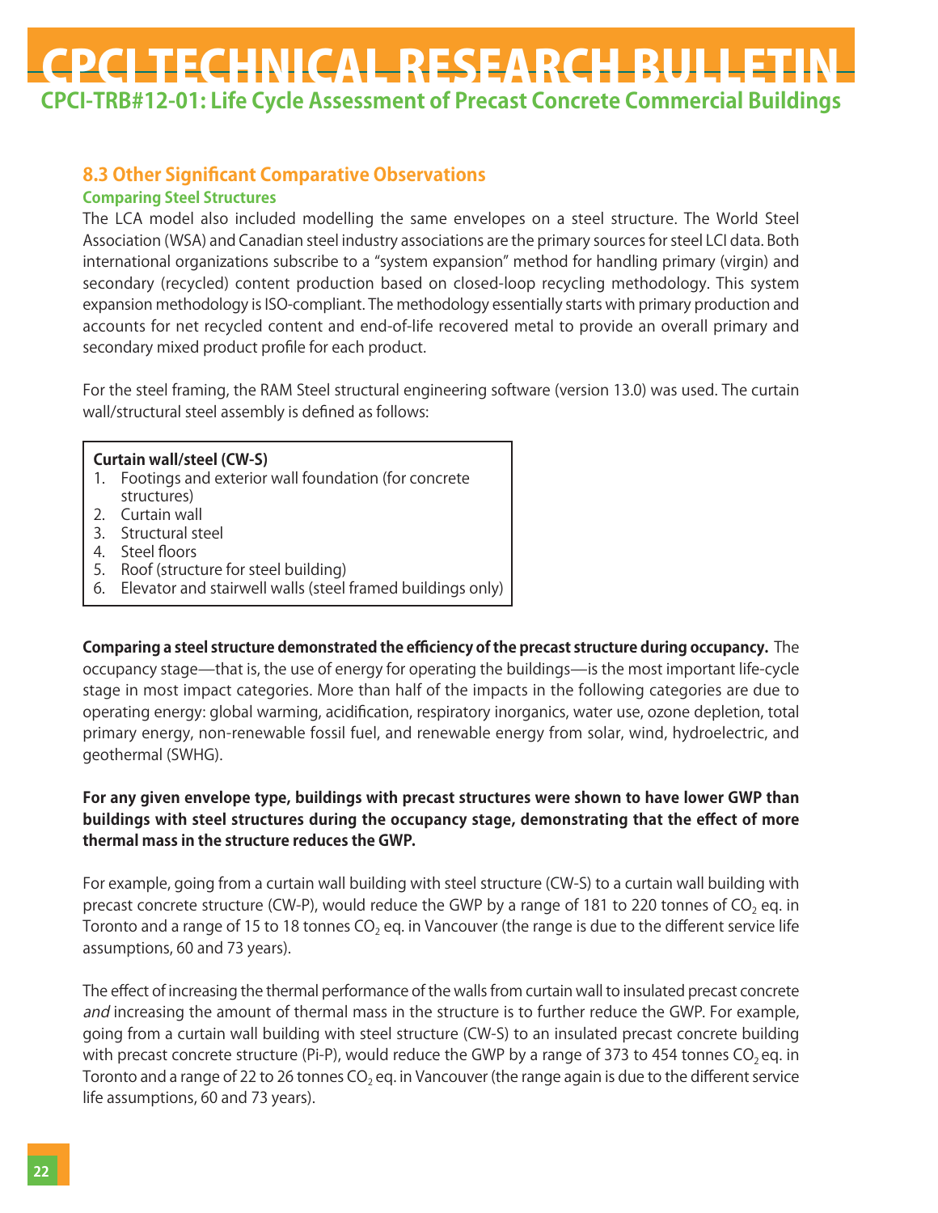### 8.3 Other Significant Comparative Observations

**Comparing Steel Structures**

The LCA model also included modelling the same envelopes on a steel structure. The World Steel Association (WSA) and Canadian steel industry associations are the primary sources for steel LCI data. Both international organizations subscribe to a "system expansion" method for handling primary (virgin) and secondary (recycled) content production based on closed-loop recycling methodology. This system expansion methodology is ISO-compliant. The methodology essentially starts with primary production and accounts for net recycled content and end-of-life recovered metal to provide an overall primary and secondary mixed product profile for each product.

For the steel framing, the RAM Steel structural engineering software (version 13.0) was used. The curtain wall/structural steel assembly is defined as follows:

**Curtain wall/steel (CW-S)**

1. Footings and exterior wall foundation (for concrete structures)
2. Curtain wall
3. Structural steel
4. Steel floors
5. Roof (structure for steel building)
6. Elevator and stairwell walls (steel framed buildings only)

**Comparing a steel structure demonstrated the efficiency of the precast structure during occupancy.** The occupancy stage—that is, the use of energy for operating the buildings—is the most important life-cycle stage in most impact categories. More than half of the impacts in the following categories are due to operating energy: global warming, acidification, respiratory inorganics, water use, ozone depletion, total primary energy, non-renewable fossil fuel, and renewable energy from solar, wind, hydroelectric, and geothermal (SWHG).

**For any given envelope type, buildings with precast structures were shown to have lower GWP than buildings with steel structures during the occupancy stage, demonstrating that the effect of more thermal mass in the structure reduces the GWP.**

For example, going from a curtain wall building with steel structure (CW-S) to a curtain wall building with precast concrete structure (CW-P), would reduce the GWP by a range of 181 to 220 tonnes of $CO_2$ eq. in Toronto and a range of 15 to 18 tonnes $CO_2$ eq. in Vancouver (the range is due to the different service life assumptions, 60 and 73 years).

The effect of increasing the thermal performance of the walls from curtain wall to insulated precast concrete *and* increasing the amount of thermal mass in the structure is to further reduce the GWP. For example, going from a curtain wall building with steel structure (CW-S) to an insulated precast concrete building with precast concrete structure (Pi-P), would reduce the GWP by a range of 373 to 454 tonnes $CO_2$ eq. in Toronto and a range of 22 to 26 tonnes $CO_2$ eq. in Vancouver (the range again is due to the different service life assumptions, 60 and 73 years).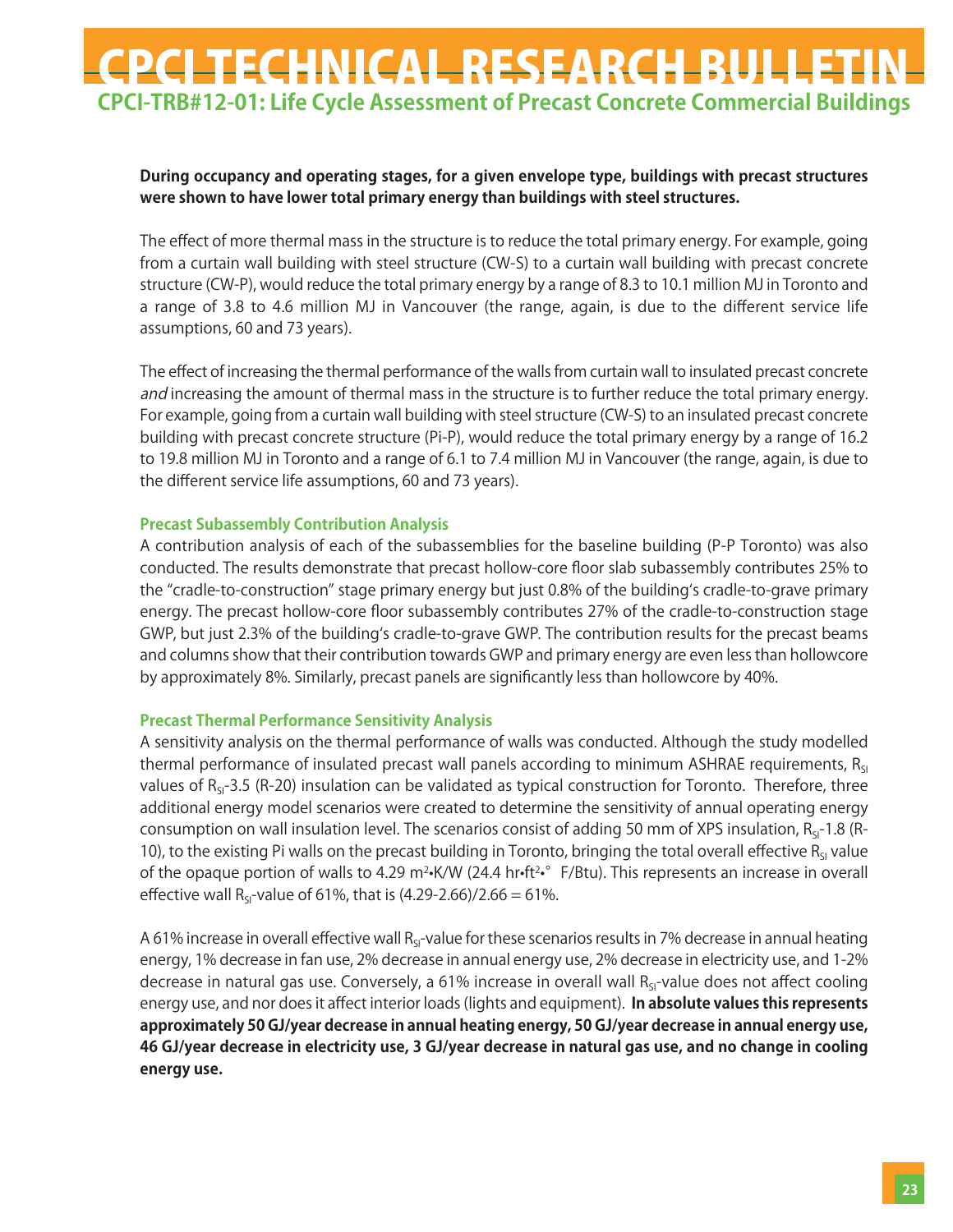**During occupancy and operating stages, for a given envelope type, buildings with precast structures were shown to have lower total primary energy than buildings with steel structures.**

The effect of more thermal mass in the structure is to reduce the total primary energy. For example, going from a curtain wall building with steel structure (CW-S) to a curtain wall building with precast concrete structure (CW-P), would reduce the total primary energy by a range of 8.3 to 10.1 million MJ in Toronto and a range of 3.8 to 4.6 million MJ in Vancouver (the range, again, is due to the different service life assumptions, 60 and 73 years).

The effect of increasing the thermal performance of the walls from curtain wall to insulated precast concrete *and* increasing the amount of thermal mass in the structure is to further reduce the total primary energy. For example, going from a curtain wall building with steel structure (CW-S) to an insulated precast concrete building with precast concrete structure (Pi-P), would reduce the total primary energy by a range of 16.2 to 19.8 million MJ in Toronto and a range of 6.1 to 7.4 million MJ in Vancouver (the range, again, is due to the different service life assumptions, 60 and 73 years).

### Precast Subassembly Contribution Analysis

A contribution analysis of each of the subassemblies for the baseline building (P-P Toronto) was also conducted. The results demonstrate that precast hollow-core floor slab subassembly contributes 25% to the "cradle-to-construction" stage primary energy but just 0.8% of the building's cradle-to-grave primary energy. The precast hollow-core floor subassembly contributes 27% of the cradle-to-construction stage GWP, but just 2.3% of the building's cradle-to-grave GWP. The contribution results for the precast beams and columns show that their contribution towards GWP and primary energy are even less than hollowcore by approximately 8%. Similarly, precast panels are significantly less than hollowcore by 40%.

### Precast Thermal Performance Sensitivity Analysis

A sensitivity analysis on the thermal performance of walls was conducted. Although the study modelled thermal performance of insulated precast wall panels according to minimum ASHRAE requirements, $R_{SI}$ values of $R_{SI}$-3.5 (R-20) insulation can be validated as typical construction for Toronto. Therefore, three additional energy model scenarios were created to determine the sensitivity of annual operating energy consumption on wall insulation level. The scenarios consist of adding 50 mm of XPS insulation, $R_{SI}$-1.8 (R-10), to the existing Pi walls on the precast building in Toronto, bringing the total overall effective $R_{SI}$ value of the opaque portion of walls to 4.29 m²•K/W (24.4 hr•ft²•° F/Btu). This represents an increase in overall effective wall $R_{SI}$-value of 61%, that is (4.29-2.66)/2.66 = 61%.

A 61% increase in overall effective wall $R_{SI}$-value for these scenarios results in 7% decrease in annual heating energy, 1% decrease in fan use, 2% decrease in annual energy use, 2% decrease in electricity use, and 1-2% decrease in natural gas use. Conversely, a 61% increase in overall wall $R_{SI}$-value does not affect cooling energy use, and nor does it affect interior loads (lights and equipment). **In absolute values this represents approximately 50 GJ/year decrease in annual heating energy, 50 GJ/year decrease in annual energy use, 46 GJ/year decrease in electricity use, 3 GJ/year decrease in natural gas use, and no change in cooling energy use.**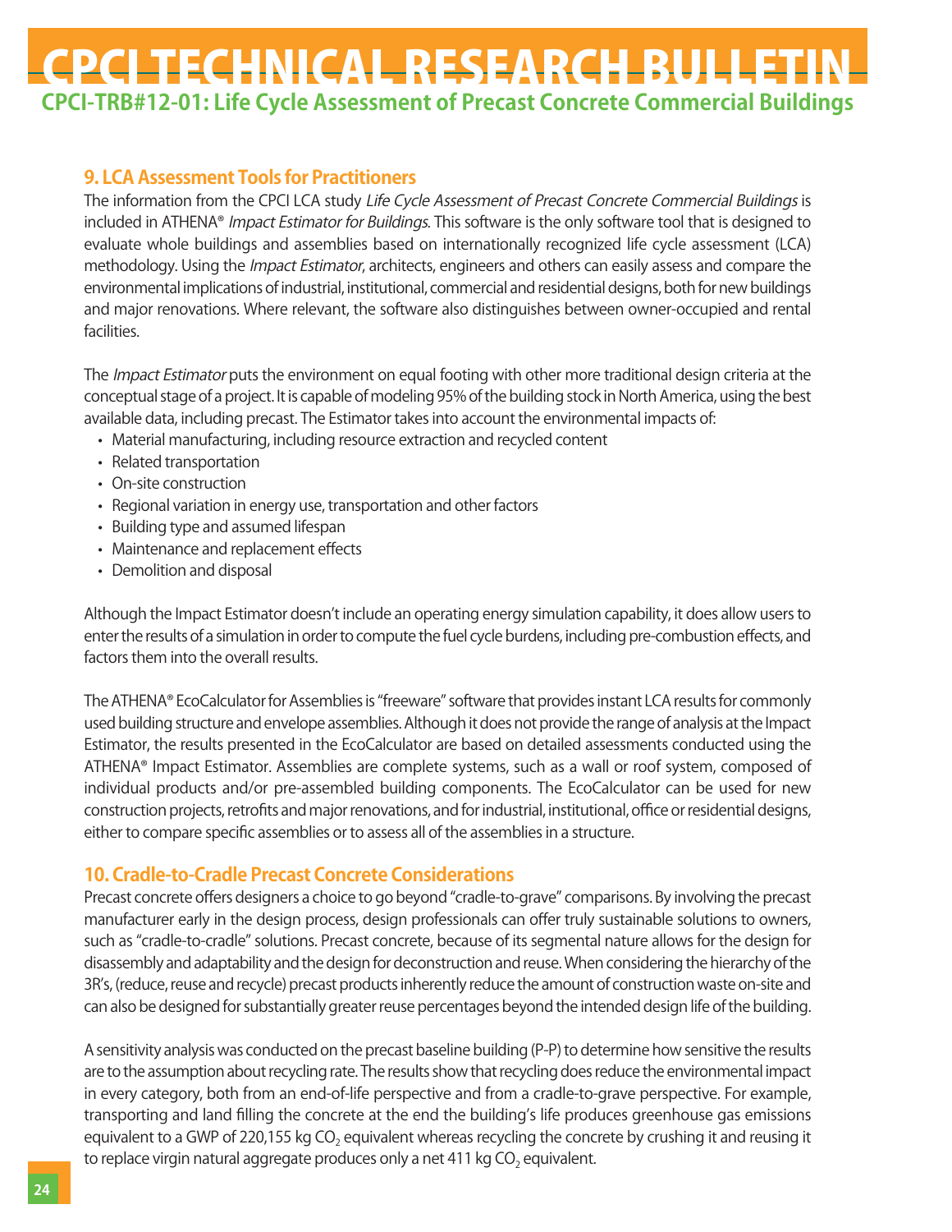## 9. LCA Assessment Tools for Practitioners

The information from the CPCI LCA study *Life Cycle Assessment of Precast Concrete Commercial Buildings* is included in ATHENA® *Impact Estimator for Buildings*. This software is the only software tool that is designed to evaluate whole buildings and assemblies based on internationally recognized life cycle assessment (LCA) methodology. Using the *Impact Estimator*, architects, engineers and others can easily assess and compare the environmental implications of industrial, institutional, commercial and residential designs, both for new buildings and major renovations. Where relevant, the software also distinguishes between owner-occupied and rental facilities.

The *Impact Estimator* puts the environment on equal footing with other more traditional design criteria at the conceptual stage of a project. It is capable of modeling 95% of the building stock in North America, using the best available data, including precast. The Estimator takes into account the environmental impacts of:

- Material manufacturing, including resource extraction and recycled content
- Related transportation
- On-site construction
- Regional variation in energy use, transportation and other factors
- Building type and assumed lifespan
- Maintenance and replacement effects
- Demolition and disposal

Although the Impact Estimator doesn't include an operating energy simulation capability, it does allow users to enter the results of a simulation in order to compute the fuel cycle burdens, including pre-combustion effects, and factors them into the overall results.

The ATHENA® EcoCalculator for Assemblies is "freeware" software that provides instant LCA results for commonly used building structure and envelope assemblies. Although it does not provide the range of analysis at the Impact Estimator, the results presented in the EcoCalculator are based on detailed assessments conducted using the ATHENA® Impact Estimator. Assemblies are complete systems, such as a wall or roof system, composed of individual products and/or pre-assembled building components. The EcoCalculator can be used for new construction projects, retrofits and major renovations, and for industrial, institutional, office or residential designs, either to compare specific assemblies or to assess all of the assemblies in a structure.

## 10. Cradle-to-Cradle Precast Concrete Considerations

Precast concrete offers designers a choice to go beyond "cradle-to-grave" comparisons. By involving the precast manufacturer early in the design process, design professionals can offer truly sustainable solutions to owners, such as "cradle-to-cradle" solutions. Precast concrete, because of its segmental nature allows for the design for disassembly and adaptability and the design for deconstruction and reuse. When considering the hierarchy of the 3R's, (reduce, reuse and recycle) precast products inherently reduce the amount of construction waste on-site and can also be designed for substantially greater reuse percentages beyond the intended design life of the building.

A sensitivity analysis was conducted on the precast baseline building (P-P) to determine how sensitive the results are to the assumption about recycling rate. The results show that recycling does reduce the environmental impact in every category, both from an end-of-life perspective and from a cradle-to-grave perspective. For example, transporting and land filling the concrete at the end the building's life produces greenhouse gas emissions equivalent to a GWP of 220,155 kg $CO_2$ equivalent whereas recycling the concrete by crushing it and reusing it to replace virgin natural aggregate produces only a net 411 kg $CO_2$ equivalent.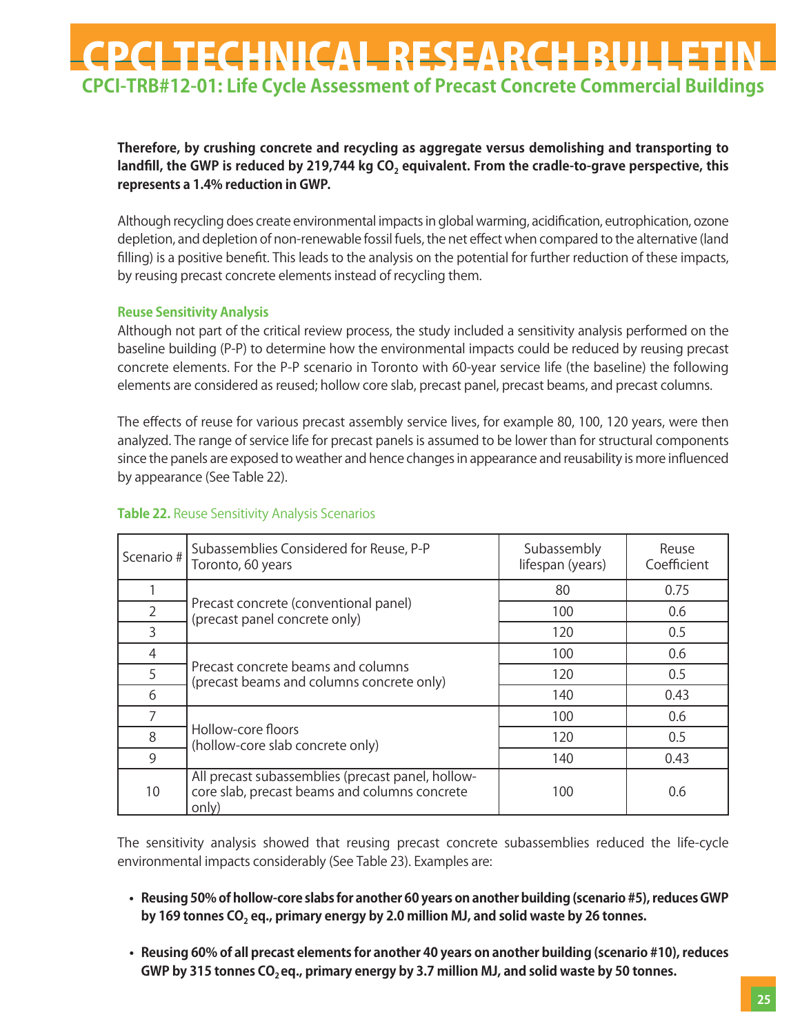**Therefore, by crushing concrete and recycling as aggregate versus demolishing and transporting to landfill, the GWP is reduced by 219,744 kg $CO_2$ equivalent. From the cradle-to-grave perspective, this represents a 1.4% reduction in GWP.**

Although recycling does create environmental impacts in global warming, acidification, eutrophication, ozone depletion, and depletion of non-renewable fossil fuels, the net effect when compared to the alternative (land filling) is a positive benefit. This leads to the analysis on the potential for further reduction of these impacts, by reusing precast concrete elements instead of recycling them.

### Reuse Sensitivity Analysis

Although not part of the critical review process, the study included a sensitivity analysis performed on the baseline building (P-P) to determine how the environmental impacts could be reduced by reusing precast concrete elements. For the P-P scenario in Toronto with 60-year service life (the baseline) the following elements are considered as reused; hollow core slab, precast panel, precast beams, and precast columns.

The effects of reuse for various precast assembly service lives, for example 80, 100, 120 years, were then analyzed. The range of service life for precast panels is assumed to be lower than for structural components since the panels are exposed to weather and hence changes in appearance and reusability is more influenced by appearance (See Table 22).

**Table 22.** Reuse Sensitivity Analysis Scenarios

| Scenario # | Subassemblies Considered for Reuse, P-P Toronto, 60 years | Subassembly lifespan (years) | Reuse Coefficient |
|---|---|---|---|
| 1 | Precast concrete (conventional panel) (precast panel concrete only) | 80 | 0.75 |
| 2 | | 100 | 0.6 |
| 3 | | 120 | 0.5 |
| 4 | Precast concrete beams and columns (precast beams and columns concrete only) | 100 | 0.6 |
| 5 | | 120 | 0.5 |
| 6 | | 140 | 0.43 |
| 7 | Hollow-core floors (hollow-core slab concrete only) | 100 | 0.6 |
| 8 | | 120 | 0.5 |
| 9 | | 140 | 0.43 |
| 10 | All precast subassemblies (precast panel, hollow-core slab, precast beams and columns concrete only) | 100 | 0.6 |

The sensitivity analysis showed that reusing precast concrete subassemblies reduced the life-cycle environmental impacts considerably (See Table 23). Examples are:

- **Reusing 50% of hollow-core slabs for another 60 years on another building (scenario #5), reduces GWP by 169 tonnes $CO_2$ eq., primary energy by 2.0 million MJ, and solid waste by 26 tonnes.**
- **Reusing 60% of all precast elements for another 40 years on another building (scenario #10), reduces GWP by 315 tonnes $CO_2$ eq., primary energy by 3.7 million MJ, and solid waste by 50 tonnes.**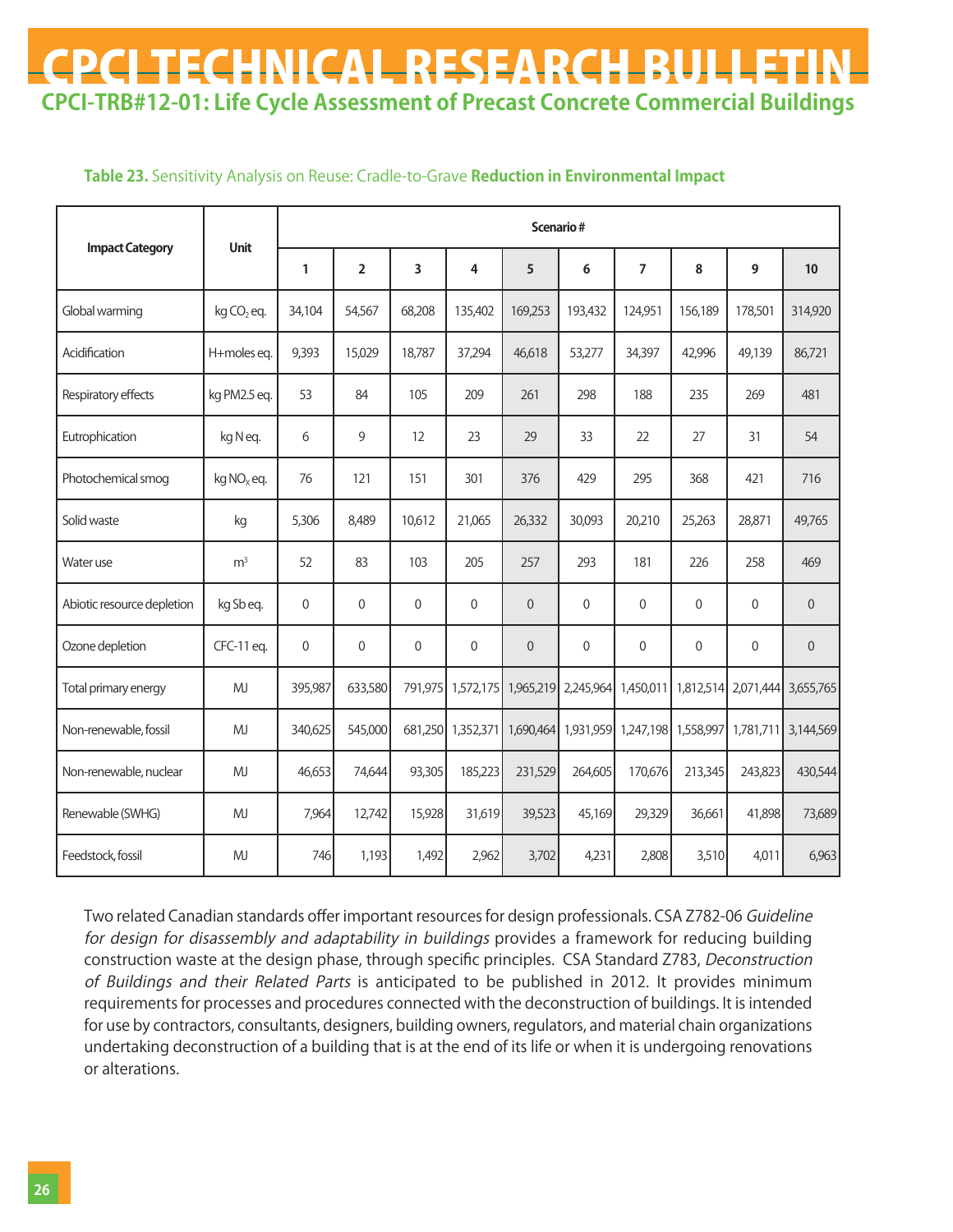**Table 23.** Sensitivity Analysis on Reuse: Cradle-to-Grave **Reduction in Environmental Impact**

| Impact Category | Unit | Scenario # | | | | | | | | | |
|---|---|---|---|---|---|---|---|---|---|---|---|
| | | 1 | 2 | 3 | 4 | 5 | 6 | 7 | 8 | 9 | 10 |
| Global warming | kg $CO_2$ eq. | 34,104 | 54,567 | 68,208 | 135,402 | 169,253 | 193,432 | 124,951 | 156,189 | 178,501 | 314,920 |
| Acidification | H+moles eq. | 9,393 | 15,029 | 18,787 | 37,294 | 46,618 | 53,277 | 34,397 | 42,996 | 49,139 | 86,721 |
| Respiratory effects | kg PM2.5 eq. | 53 | 84 | 105 | 209 | 261 | 298 | 188 | 235 | 269 | 481 |
| Eutrophication | kg N eq. | 6 | 9 | 12 | 23 | 29 | 33 | 22 | 27 | 31 | 54 |
| Photochemical smog | kg $NO_x$ eq. | 76 | 121 | 151 | 301 | 376 | 429 | 295 | 368 | 421 | 716 |
| Solid waste | kg | 5,306 | 8,489 | 10,612 | 21,065 | 26,332 | 30,093 | 20,210 | 25,263 | 28,871 | 49,765 |
| Water use | $m^3$ | 52 | 83 | 103 | 205 | 257 | 293 | 181 | 226 | 258 | 469 |
| Abiotic resource depletion | kg Sb eq. | 0 | 0 | 0 | 0 | 0 | 0 | 0 | 0 | 0 | 0 |
| Ozone depletion | CFC-11 eq. | 0 | 0 | 0 | 0 | 0 | 0 | 0 | 0 | 0 | 0 |
| Total primary energy | MJ | 395,987 | 633,580 | 791,975 | 1,572,175 | 1,965,219 | 2,245,964 | 1,450,011 | 1,812,514 | 2,071,444 | 3,655,765 |
| Non-renewable, fossil | MJ | 340,625 | 545,000 | 681,250 | 1,352,371 | 1,690,464 | 1,931,959 | 1,247,198 | 1,558,997 | 1,781,711 | 3,144,569 |
| Non-renewable, nuclear | MJ | 46,653 | 74,644 | 93,305 | 185,223 | 231,529 | 264,605 | 170,676 | 213,345 | 243,823 | 430,544 |
| Renewable (SWHG) | MJ | 7,964 | 12,742 | 15,928 | 31,619 | 39,523 | 45,169 | 29,329 | 36,661 | 41,898 | 73,689 |
| Feedstock, fossil | MJ | 746 | 1,193 | 1,492 | 2,962 | 3,702 | 4,231 | 2,808 | 3,510 | 4,011 | 6,963 |

Two related Canadian standards offer important resources for design professionals. CSA Z782-06 *Guideline for design for disassembly and adaptability in buildings* provides a framework for reducing building construction waste at the design phase, through specific principles. CSA Standard Z783, *Deconstruction of Buildings and their Related Parts* is anticipated to be published in 2012. It provides minimum requirements for processes and procedures connected with the deconstruction of buildings. It is intended for use by contractors, consultants, designers, building owners, regulators, and material chain organizations undertaking deconstruction of a building that is at the end of its life or when it is undergoing renovations or alterations.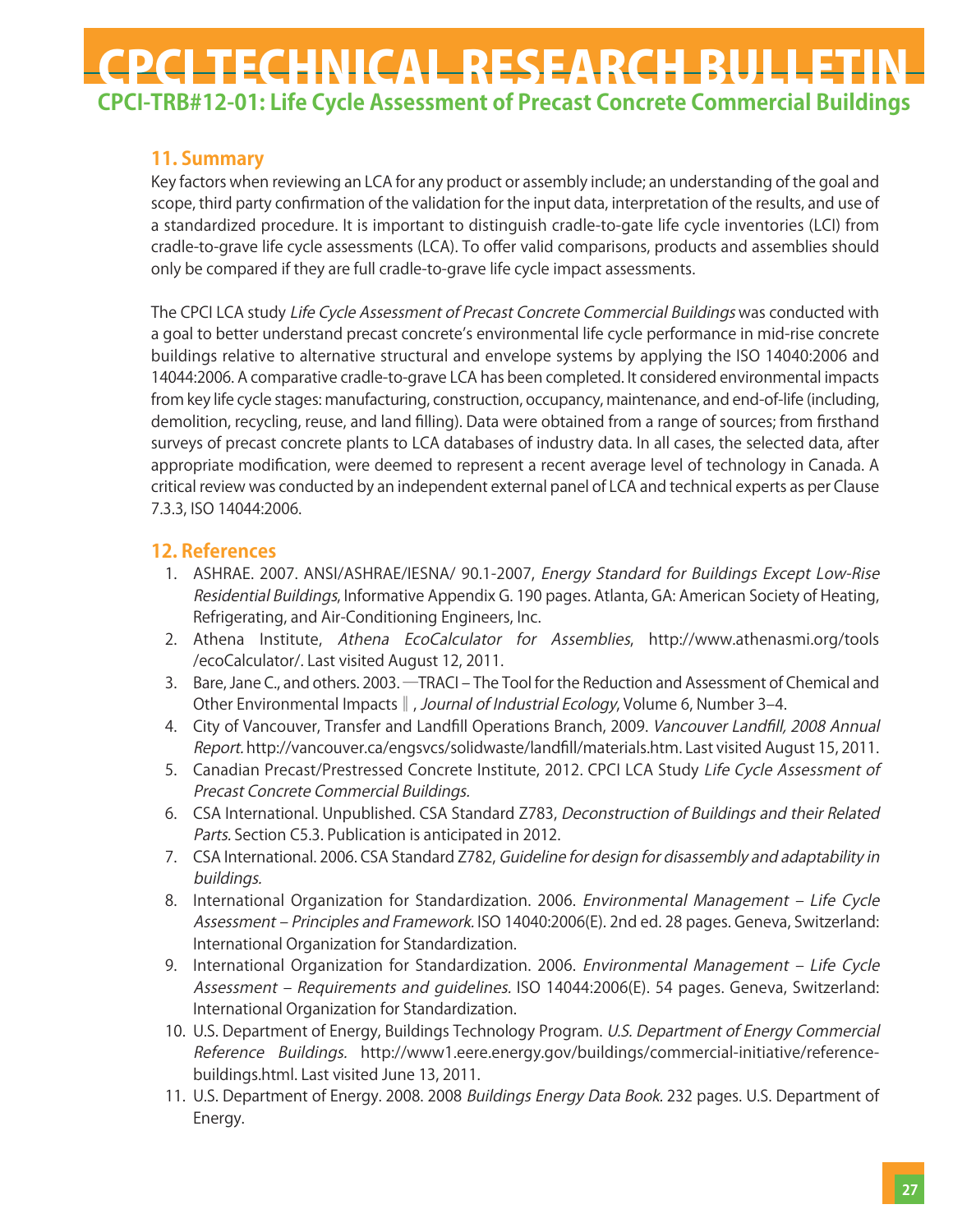## 11. Summary

Key factors when reviewing an LCA for any product or assembly include; an understanding of the goal and scope, third party confirmation of the validation for the input data, interpretation of the results, and use of a standardized procedure. It is important to distinguish cradle-to-gate life cycle inventories (LCI) from cradle-to-grave life cycle assessments (LCA). To offer valid comparisons, products and assemblies should only be compared if they are full cradle-to-grave life cycle impact assessments.

The CPCI LCA study *Life Cycle Assessment of Precast Concrete Commercial Buildings* was conducted with a goal to better understand precast concrete's environmental life cycle performance in mid-rise concrete buildings relative to alternative structural and envelope systems by applying the ISO 14040:2006 and 14044:2006. A comparative cradle-to-grave LCA has been completed. It considered environmental impacts from key life cycle stages: manufacturing, construction, occupancy, maintenance, and end-of-life (including, demolition, recycling, reuse, and land filling). Data were obtained from a range of sources; from firsthand surveys of precast concrete plants to LCA databases of industry data. In all cases, the selected data, after appropriate modification, were deemed to represent a recent average level of technology in Canada. A critical review was conducted by an independent external panel of LCA and technical experts as per Clause 7.3.3, ISO 14044:2006.

## 12. References

1. ASHRAE. 2007. ANSI/ASHRAE/IESNA/ 90.1-2007, *Energy Standard for Buildings Except Low-Rise Residential Buildings*, Informative Appendix G. 190 pages. Atlanta, GA: American Society of Heating, Refrigerating, and Air-Conditioning Engineers, Inc.
2. Athena Institute, *Athena EcoCalculator for Assemblies*, http://www.athenasmi.org/tools /ecoCalculator/. Last visited August 12, 2011.
3. Bare, Jane C., and others. 2003. ―TRACI – The Tool for the Reduction and Assessment of Chemical and Other Environmental Impacts‖, *Journal of Industrial Ecology*, Volume 6, Number 3–4.
4. City of Vancouver, Transfer and Landfill Operations Branch, 2009. *Vancouver Landfill, 2008 Annual Report.* http://vancouver.ca/engsvcs/solidwaste/landfill/materials.htm. Last visited August 15, 2011.
5. Canadian Precast/Prestressed Concrete Institute, 2012. CPCI LCA Study *Life Cycle Assessment of Precast Concrete Commercial Buildings.*
6. CSA International. Unpublished. CSA Standard Z783, *Deconstruction of Buildings and their Related Parts.* Section C5.3. Publication is anticipated in 2012.
7. CSA International. 2006. CSA Standard Z782, *Guideline for design for disassembly and adaptability in buildings.*
8. International Organization for Standardization. 2006. *Environmental Management – Life Cycle Assessment – Principles and Framework.* ISO 14040:2006(E). 2nd ed. 28 pages. Geneva, Switzerland: International Organization for Standardization.
9. International Organization for Standardization. 2006. *Environmental Management – Life Cycle Assessment – Requirements and guidelines.* ISO 14044:2006(E). 54 pages. Geneva, Switzerland: International Organization for Standardization.
10. U.S. Department of Energy, Buildings Technology Program. *U.S. Department of Energy Commercial Reference Buildings.* http://www1.eere.energy.gov/buildings/commercial-initiative/reference-buildings.html. Last visited June 13, 2011.
11. U.S. Department of Energy. 2008. 2008 *Buildings Energy Data Book.* 232 pages. U.S. Department of Energy.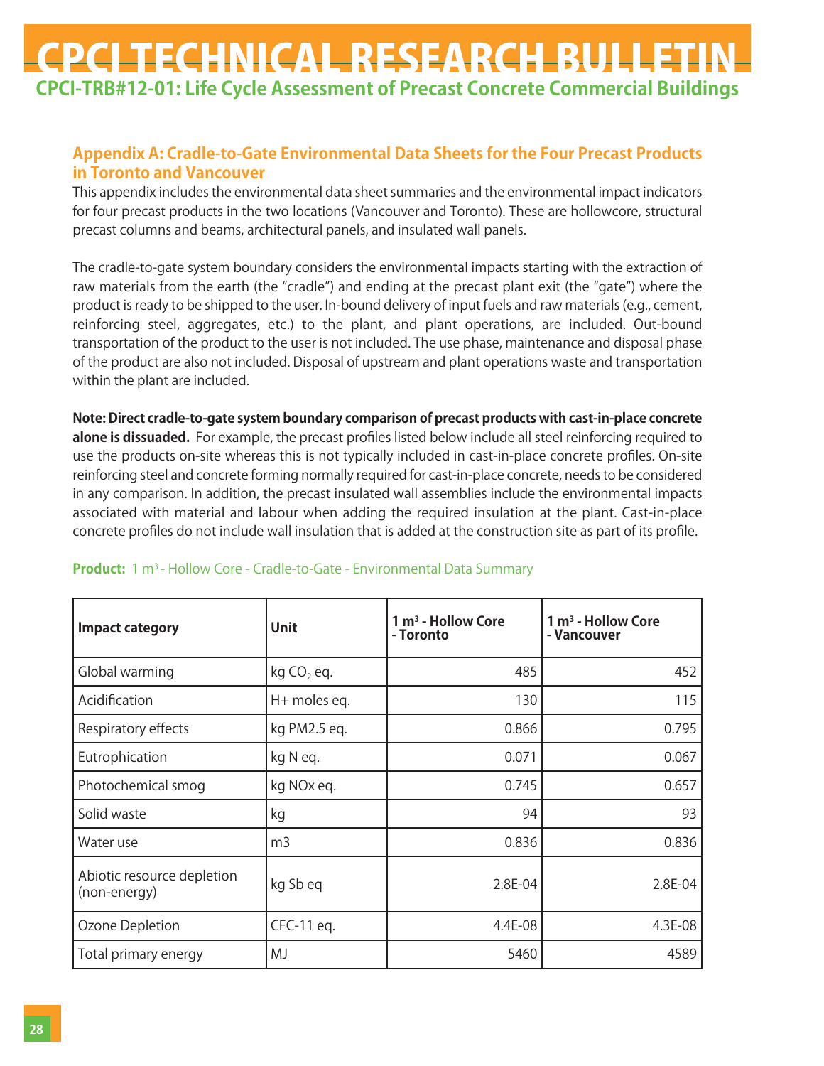## Appendix A: Cradle-to-Gate Environmental Data Sheets for the Four Precast Products in Toronto and Vancouver

This appendix includes the environmental data sheet summaries and the environmental impact indicators for four precast products in the two locations (Vancouver and Toronto). These are hollowcore, structural precast columns and beams, architectural panels, and insulated wall panels.

The cradle-to-gate system boundary considers the environmental impacts starting with the extraction of raw materials from the earth (the "cradle") and ending at the precast plant exit (the "gate") where the product is ready to be shipped to the user. In-bound delivery of input fuels and raw materials (e.g., cement, reinforcing steel, aggregates, etc.) to the plant, and plant operations, are included. Out-bound transportation of the product to the user is not included. The use phase, maintenance and disposal phase of the product are also not included. Disposal of upstream and plant operations waste and transportation within the plant are included.

**Note: Direct cradle-to-gate system boundary comparison of precast products with cast-in-place concrete alone is dissuaded.** For example, the precast profiles listed below include all steel reinforcing required to use the products on-site whereas this is not typically included in cast-in-place concrete profiles. On-site reinforcing steel and concrete forming normally required for cast-in-place concrete, needs to be considered in any comparison. In addition, the precast insulated wall assemblies include the environmental impacts associated with material and labour when adding the required insulation at the plant. Cast-in-place concrete profiles do not include wall insulation that is added at the construction site as part of its profile.

**Product:** 1 $m^3$ - Hollow Core - Cradle-to-Gate - Environmental Data Summary

| Impact category | Unit | 1 $m^3$ - Hollow Core - Toronto | 1 $m^3$ - Hollow Core - Vancouver |
|---|---|---|---|
| Global warming | kg $CO_2$ eq. | 485 | 452 |
| Acidification | H+ moles eq. | 130 | 115 |
| Respiratory effects | kg PM2.5 eq. | 0.866 | 0.795 |
| Eutrophication | kg N eq. | 0.071 | 0.067 |
| Photochemical smog | kg NOx eq. | 0.745 | 0.657 |
| Solid waste | kg | 94 | 93 |
| Water use | m3 | 0.836 | 0.836 |
| Abiotic resource depletion (non-energy) | kg Sb eq | 2.8E-04 | 2.8E-04 |
| Ozone Depletion | CFC-11 eq. | 4.4E-08 | 4.3E-08 |
| Total primary energy | MJ | 5460 | 4589 |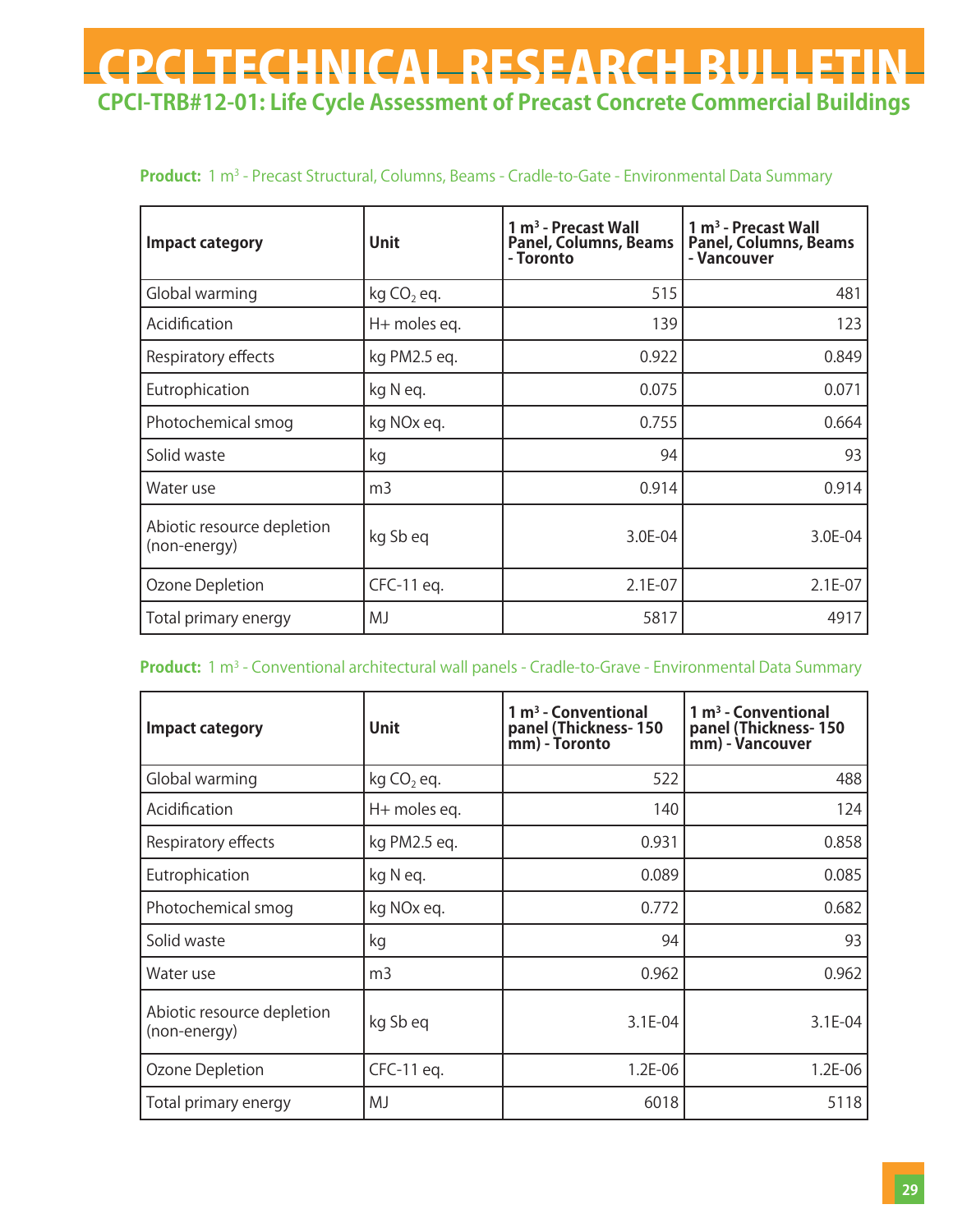# CPCI TECHNICAL RESEARCH BULLETIN

## CPCI-TRB#12-01: Life Cycle Assessment of Precast Concrete Commercial Buildings

**Product:** 1 m³ - Precast Structural, Columns, Beams - Cradle-to-Gate - Environmental Data Summary

| Impact category | Unit | 1 m³ - Precast Wall Panel, Columns, Beams - Toronto | 1 m³ - Precast Wall Panel, Columns, Beams - Vancouver |
|---|---|---|---|
| Global warming | kg $CO_2$ eq. | 515 | 481 |
| Acidification | H+ moles eq. | 139 | 123 |
| Respiratory effects | kg PM2.5 eq. | 0.922 | 0.849 |
| Eutrophication | kg N eq. | 0.075 | 0.071 |
| Photochemical smog | kg NOx eq. | 0.755 | 0.664 |
| Solid waste | kg | 94 | 93 |
| Water use | m3 | 0.914 | 0.914 |
| Abiotic resource depletion (non-energy) | kg Sb eq | 3.0E-04 | 3.0E-04 |
| Ozone Depletion | CFC-11 eq. | 2.1E-07 | 2.1E-07 |
| Total primary energy | MJ | 5817 | 4917 |

**Product:** 1 m³ - Conventional architectural wall panels - Cradle-to-Grave - Environmental Data Summary

| Impact category | Unit | 1 m³ - Conventional panel (Thickness- 150 mm) - Toronto | 1 m³ - Conventional panel (Thickness- 150 mm) - Vancouver |
|---|---|---|---|
| Global warming | kg $CO_2$ eq. | 522 | 488 |
| Acidification | H+ moles eq. | 140 | 124 |
| Respiratory effects | kg PM2.5 eq. | 0.931 | 0.858 |
| Eutrophication | kg N eq. | 0.089 | 0.085 |
| Photochemical smog | kg NOx eq. | 0.772 | 0.682 |
| Solid waste | kg | 94 | 93 |
| Water use | m3 | 0.962 | 0.962 |
| Abiotic resource depletion (non-energy) | kg Sb eq | 3.1E-04 | 3.1E-04 |
| Ozone Depletion | CFC-11 eq. | 1.2E-06 | 1.2E-06 |
| Total primary energy | MJ | 6018 | 5118 |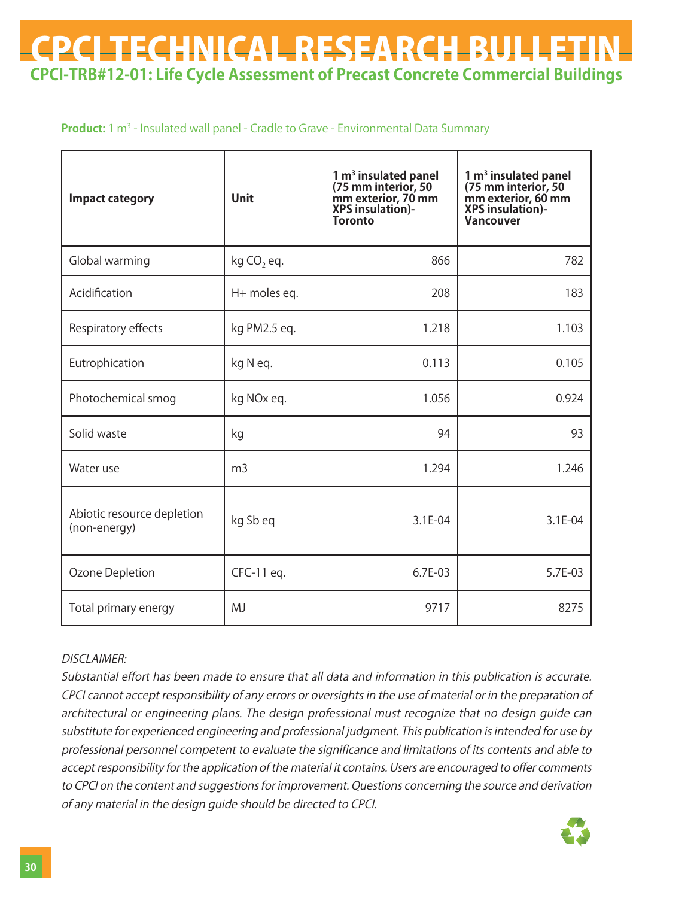# CPCI TECHNICAL RESEARCH BULLETIN

## CPCI-TRB#12-01: Life Cycle Assessment of Precast Concrete Commercial Buildings

**Product:** 1 $m^3$ - Insulated wall panel - Cradle to Grave - Environmental Data Summary

| Impact category | Unit | 1 $m^3$ insulated panel (75 mm interior, 50 mm exterior, 70 mm XPS insulation)- Toronto | 1 $m^3$ insulated panel (75 mm interior, 50 mm exterior, 60 mm XPS insulation)- Vancouver |
|---|---|---|---|
| Global warming | kg $CO_2$ eq. | 866 | 782 |
| Acidification | H+ moles eq. | 208 | 183 |
| Respiratory effects | kg PM2.5 eq. | 1.218 | 1.103 |
| Eutrophication | kg N eq. | 0.113 | 0.105 |
| Photochemical smog | kg NOx eq. | 1.056 | 0.924 |
| Solid waste | kg | 94 | 93 |
| Water use | m3 | 1.294 | 1.246 |
| Abiotic resource depletion (non-energy) | kg Sb eq | 3.1E-04 | 3.1E-04 |
| Ozone Depletion | CFC-11 eq. | 6.7E-03 | 5.7E-03 |
| Total primary energy | MJ | 9717 | 8275 |

*DISCLAIMER:*

*Substantial effort has been made to ensure that all data and information in this publication is accurate. CPCI cannot accept responsibility of any errors or oversights in the use of material or in the preparation of architectural or engineering plans. The design professional must recognize that no design guide can substitute for experienced engineering and professional judgment. This publication is intended for use by professional personnel competent to evaluate the significance and limitations of its contents and able to accept responsibility for the application of the material it contains. Users are encouraged to offer comments to CPCI on the content and suggestions for improvement. Questions concerning the source and derivation of any material in the design guide should be directed to CPCI.*